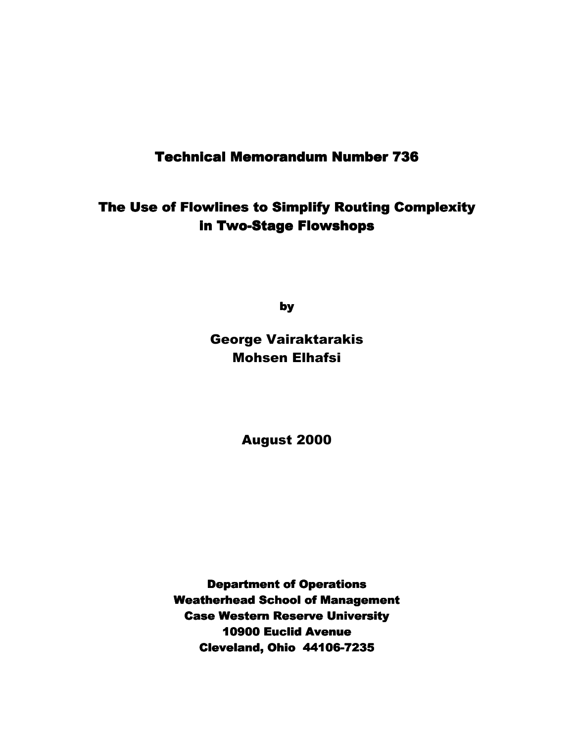**Technical Memorandum Number 736**

# The Use of Flowlines to Simplify Routing Complexity in Two-Stage Flowshops

**by**

**George Vairaktarakis**
**Mohsen Elhafsi**

**August 2000**

**Department of Operations**
**Weatherhead School of Management**
**Case Western Reserve University**
**10900 Euclid Avenue**
**Cleveland, Ohio 44106-7235**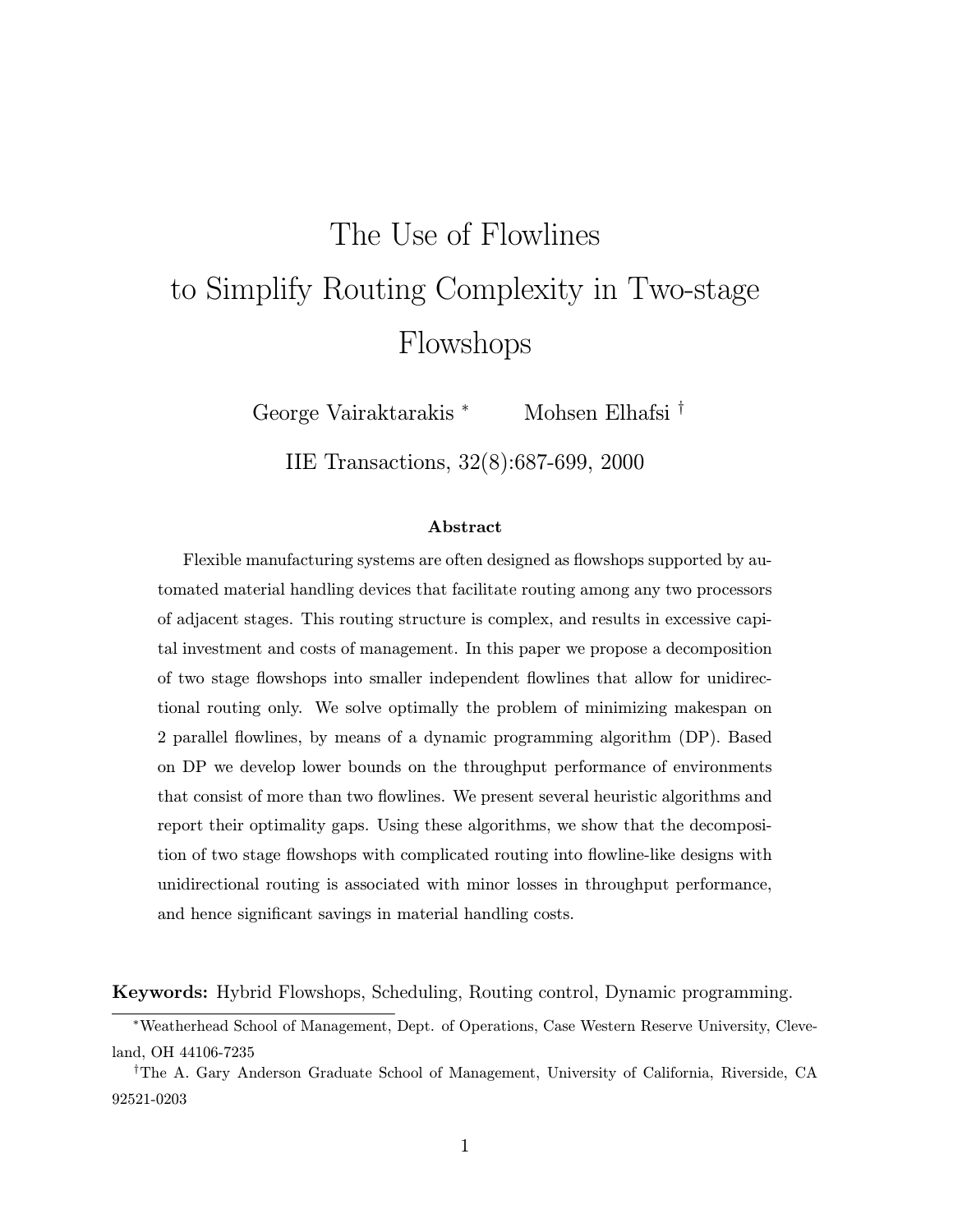# The Use of Flowlines to Simplify Routing Complexity in Two-stage Flowshops

George Vairaktarakis [*] Mohsen Elhafsi [†]

IIE Transactions, 32(8):687-699, 2000

### Abstract

Flexible manufacturing systems are often designed as flowshops supported by automated material handling devices that facilitate routing among any two processors of adjacent stages. This routing structure is complex, and results in excessive capital investment and costs of management. In this paper we propose a decomposition of two stage flowshops into smaller independent flowlines that allow for unidirectional routing only. We solve optimally the problem of minimizing makespan on 2 parallel flowlines, by means of a dynamic programming algorithm (DP). Based on DP we develop lower bounds on the throughput performance of environments that consist of more than two flowlines. We present several heuristic algorithms and report their optimality gaps. Using these algorithms, we show that the decomposition of two stage flowshops with complicated routing into flowline-like designs with unidirectional routing is associated with minor losses in throughput performance, and hence significant savings in material handling costs.

**Keywords:** Hybrid Flowshops, Scheduling, Routing control, Dynamic programming.

---

[*] Weatherhead School of Management, Dept. of Operations, Case Western Reserve University, Cleveland, OH 44106-7235

[†] The A. Gary Anderson Graduate School of Management, University of California, Riverside, CA 92521-0203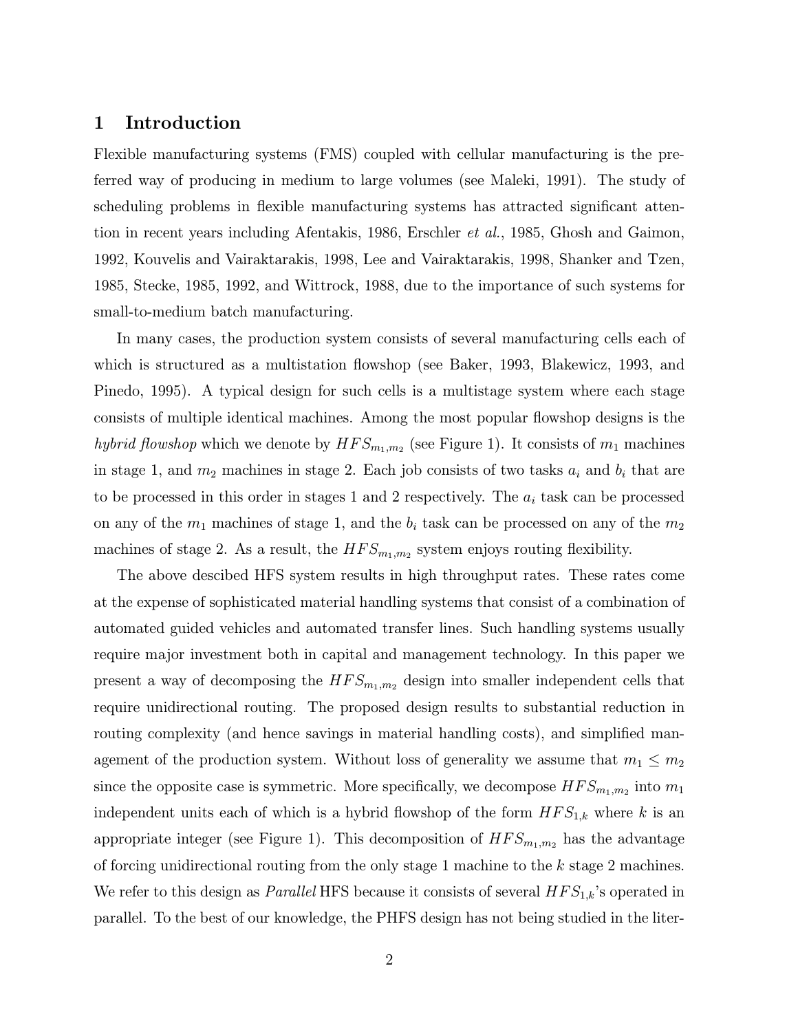# 1 Introduction

Flexible manufacturing systems (FMS) coupled with cellular manufacturing is the preferred way of producing in medium to large volumes (see Maleki, 1991). The study of scheduling problems in flexible manufacturing systems has attracted significant attention in recent years including Afentakis, 1986, Erschler *et al.*, 1985, Ghosh and Gaimon, 1992, Kouvelis and Vairaktarakis, 1998, Lee and Vairaktarakis, 1998, Shanker and Tzen, 1985, Stecke, 1985, 1992, and Wittrock, 1988, due to the importance of such systems for small-to-medium batch manufacturing.

In many cases, the production system consists of several manufacturing cells each of which is structured as a multistation flowshop (see Baker, 1993, Blakewicz, 1993, and Pinedo, 1995). A typical design for such cells is a multistage system where each stage consists of multiple identical machines. Among the most popular flowshop designs is the *hybrid flowshop* which we denote by $HFS_{m_1,m_2}$ (see Figure 1). It consists of $m_1$ machines in stage 1, and $m_2$ machines in stage 2. Each job consists of two tasks $a_i$ and $b_i$ that are to be processed in this order in stages 1 and 2 respectively. The $a_i$ task can be processed on any of the $m_1$ machines of stage 1, and the $b_i$ task can be processed on any of the $m_2$ machines of stage 2. As a result, the $HFS_{m_1,m_2}$ system enjoys routing flexibility.

The above descibed HFS system results in high throughput rates. These rates come at the expense of sophisticated material handling systems that consist of a combination of automated guided vehicles and automated transfer lines. Such handling systems usually require major investment both in capital and management technology. In this paper we present a way of decomposing the $HFS_{m_1,m_2}$ design into smaller independent cells that require unidirectional routing. The proposed design results to substantial reduction in routing complexity (and hence savings in material handling costs), and simplified management of the production system. Without loss of generality we assume that $m_1 \leq m_2$ since the opposite case is symmetric. More specifically, we decompose $HFS_{m_1,m_2}$ into $m_1$ independent units each of which is a hybrid flowshop of the form $HFS_{1,k}$ where $k$ is an appropriate integer (see Figure 1). This decomposition of $HFS_{m_1,m_2}$ has the advantage of forcing unidirectional routing from the only stage 1 machine to the $k$ stage 2 machines. We refer to this design as *Parallel* HFS because it consists of several $HFS_{1,k}$'s operated in parallel. To the best of our knowledge, the PHFS design has not being studied in the liter-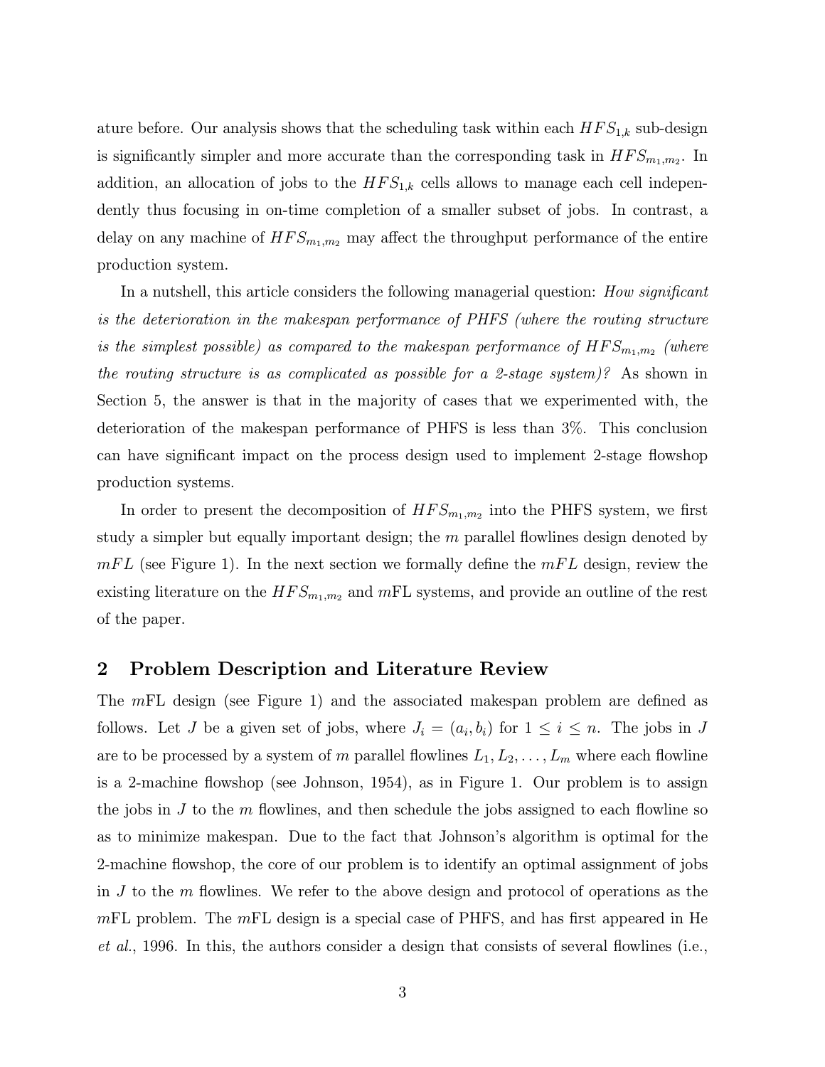ature before. Our analysis shows that the scheduling task within each $HFS_{1,k}$ sub-design is significantly simpler and more accurate than the corresponding task in $HFS_{m_1,m_2}$. In addition, an allocation of jobs to the $HFS_{1,k}$ cells allows to manage each cell independently thus focusing in on-time completion of a smaller subset of jobs. In contrast, a delay on any machine of $HFS_{m_1,m_2}$ may affect the throughput performance of the entire production system.

In a nutshell, this article considers the following managerial question: *How significant is the deterioration in the makespan performance of PHFS (where the routing structure is the simplest possible) as compared to the makespan performance of $HFS_{m_1,m_2}$ (where the routing structure is as complicated as possible for a 2-stage system)?* As shown in Section 5, the answer is that in the majority of cases that we experimented with, the deterioration of the makespan performance of PHFS is less than 3%. This conclusion can have significant impact on the process design used to implement 2-stage flowshop production systems.

In order to present the decomposition of $HFS_{m_1,m_2}$ into the PHFS system, we first study a simpler but equally important design; the $m$ parallel flowlines design denoted by $mFL$ (see Figure 1). In the next section we formally define the $mFL$ design, review the existing literature on the $HFS_{m_1,m_2}$ and $m$FL systems, and provide an outline of the rest of the paper.

## 2 Problem Description and Literature Review

The $m$FL design (see Figure 1) and the associated makespan problem are defined as follows. Let $J$ be a given set of jobs, where $J_i = (a_i, b_i)$ for $1 \leq i \leq n$. The jobs in $J$ are to be processed by a system of $m$ parallel flowlines $L_1, L_2, \ldots, L_m$ where each flowline is a 2-machine flowshop (see Johnson, 1954), as in Figure 1. Our problem is to assign the jobs in $J$ to the $m$ flowlines, and then schedule the jobs assigned to each flowline so as to minimize makespan. Due to the fact that Johnson's algorithm is optimal for the 2-machine flowshop, the core of our problem is to identify an optimal assignment of jobs in $J$ to the $m$ flowlines. We refer to the above design and protocol of operations as the $m$FL problem. The $m$FL design is a special case of PHFS, and has first appeared in He *et al.*, 1996. In this, the authors consider a design that consists of several flowlines (i.e.,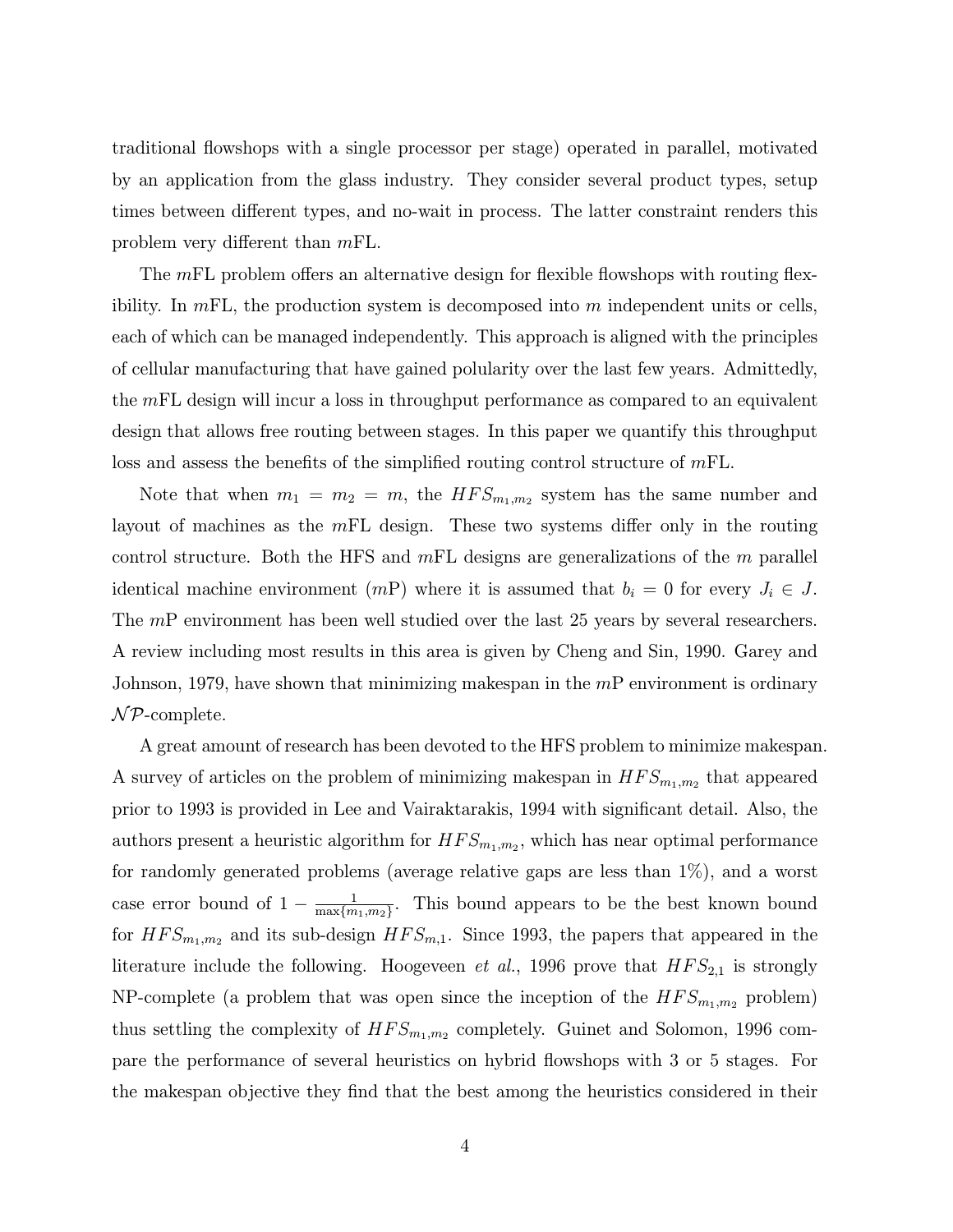traditional flowshops with a single processor per stage) operated in parallel, motivated by an application from the glass industry. They consider several product types, setup times between different types, and no-wait in process. The latter constraint renders this problem very different than $m$FL.

The $m$FL problem offers an alternative design for flexible flowshops with routing flexibility. In $m$FL, the production system is decomposed into $m$ independent units or cells, each of which can be managed independently. This approach is aligned with the principles of cellular manufacturing that have gained polularity over the last few years. Admittedly, the $m$FL design will incur a loss in throughput performance as compared to an equivalent design that allows free routing between stages. In this paper we quantify this throughput loss and assess the benefits of the simplified routing control structure of $m$FL.

Note that when $m_1 = m_2 = m$, the $HFS_{m_1,m_2}$ system has the same number and layout of machines as the $m$FL design. These two systems differ only in the routing control structure. Both the HFS and $m$FL designs are generalizations of the $m$ parallel identical machine environment ($m$P) where it is assumed that $b_i = 0$ for every $J_i \in J$. The $m$P environment has been well studied over the last 25 years by several researchers. A review including most results in this area is given by Cheng and Sin, 1990. Garey and Johnson, 1979, have shown that minimizing makespan in the $m$P environment is ordinary $\mathcal{NP}$-complete.

A great amount of research has been devoted to the HFS problem to minimize makespan. A survey of articles on the problem of minimizing makespan in $HFS_{m_1,m_2}$ that appeared prior to 1993 is provided in Lee and Vairaktarakis, 1994 with significant detail. Also, the authors present a heuristic algorithm for $HFS_{m_1,m_2}$, which has near optimal performance for randomly generated problems (average relative gaps are less than 1%), and a worst case error bound of $1 - \frac{1}{\max\{m_1,m_2\}}$. This bound appears to be the best known bound for $HFS_{m_1,m_2}$ and its sub-design $HFS_{m,1}$. Since 1993, the papers that appeared in the literature include the following. Hoogeveen *et al.*, 1996 prove that $HFS_{2,1}$ is strongly NP-complete (a problem that was open since the inception of the $HFS_{m_1,m_2}$ problem) thus settling the complexity of $HFS_{m_1,m_2}$ completely. Guinet and Solomon, 1996 compare the performance of several heuristics on hybrid flowshops with 3 or 5 stages. For the makespan objective they find that the best among the heuristics considered in their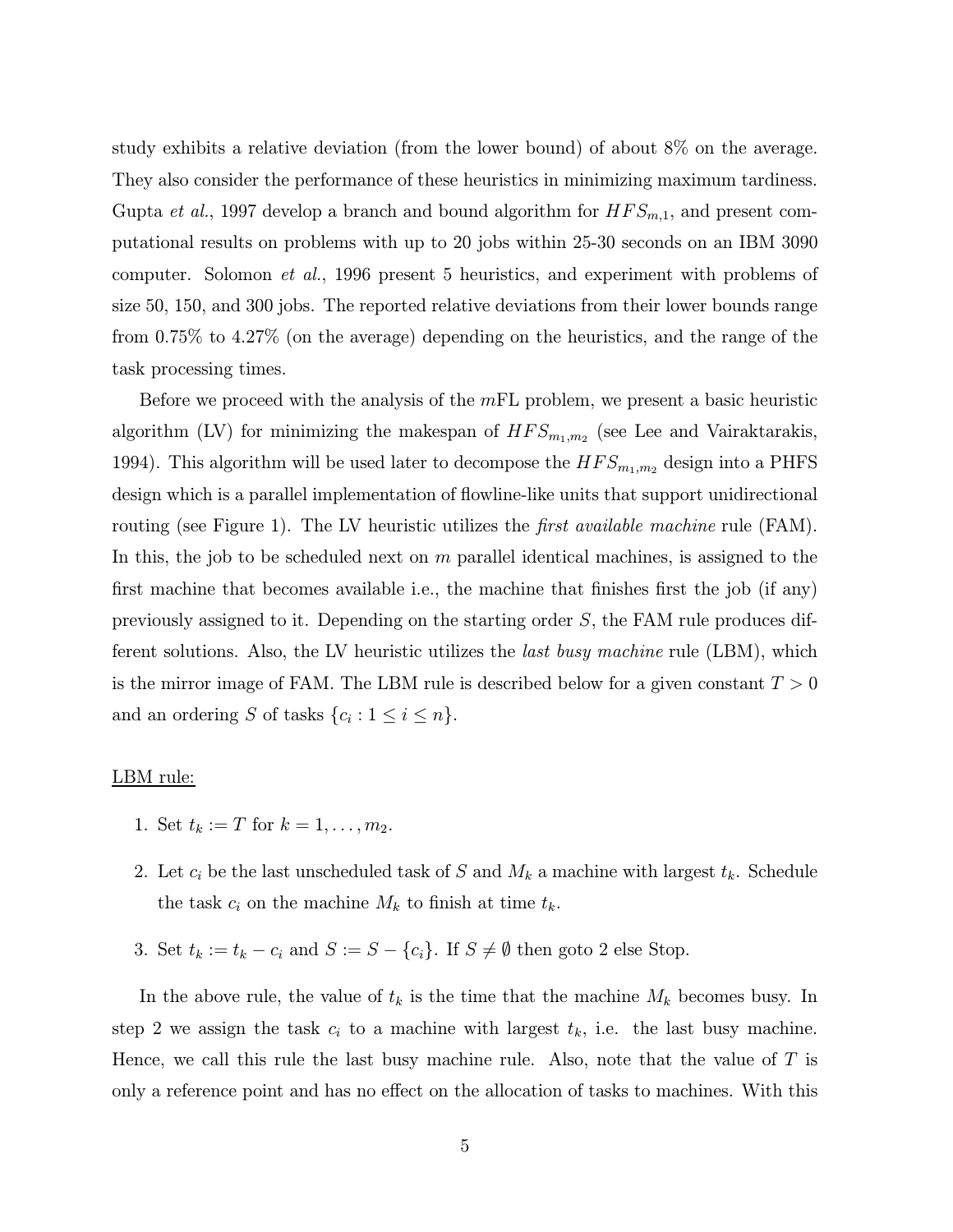study exhibits a relative deviation (from the lower bound) of about 8% on the average. They also consider the performance of these heuristics in minimizing maximum tardiness. Gupta *et al.*, 1997 develop a branch and bound algorithm for $HFS_{m,1}$, and present computational results on problems with up to 20 jobs within 25-30 seconds on an IBM 3090 computer. Solomon *et al.*, 1996 present 5 heuristics, and experiment with problems of size 50, 150, and 300 jobs. The reported relative deviations from their lower bounds range from 0.75% to 4.27% (on the average) depending on the heuristics, and the range of the task processing times.

Before we proceed with the analysis of the $m$FL problem, we present a basic heuristic algorithm (LV) for minimizing the makespan of $HFS_{m_1,m_2}$ (see Lee and Vairaktarakis, 1994). This algorithm will be used later to decompose the $HFS_{m_1,m_2}$ design into a PHFS design which is a parallel implementation of flowline-like units that support unidirectional routing (see Figure 1). The LV heuristic utilizes the *first available machine* rule (FAM). In this, the job to be scheduled next on $m$ parallel identical machines, is assigned to the first machine that becomes available i.e., the machine that finishes first the job (if any) previously assigned to it. Depending on the starting order $S$, the FAM rule produces different solutions. Also, the LV heuristic utilizes the *last busy machine* rule (LBM), which is the mirror image of FAM. The LBM rule is described below for a given constant $T > 0$ and an ordering $S$ of tasks $\{c_i : 1 \le i \le n\}$.

LBM rule:

1. Set $t_k := T$ for $k = 1, \ldots, m_2$.
2. Let $c_i$ be the last unscheduled task of $S$ and $M_k$ a machine with largest $t_k$. Schedule the task $c_i$ on the machine $M_k$ to finish at time $t_k$.
3. Set $t_k := t_k - c_i$ and $S := S - \{c_i\}$. If $S \neq \emptyset$ then goto 2 else Stop.

In the above rule, the value of $t_k$ is the time that the machine $M_k$ becomes busy. In step 2 we assign the task $c_i$ to a machine with largest $t_k$, i.e. the last busy machine. Hence, we call this rule the last busy machine rule. Also, note that the value of $T$ is only a reference point and has no effect on the allocation of tasks to machines. With this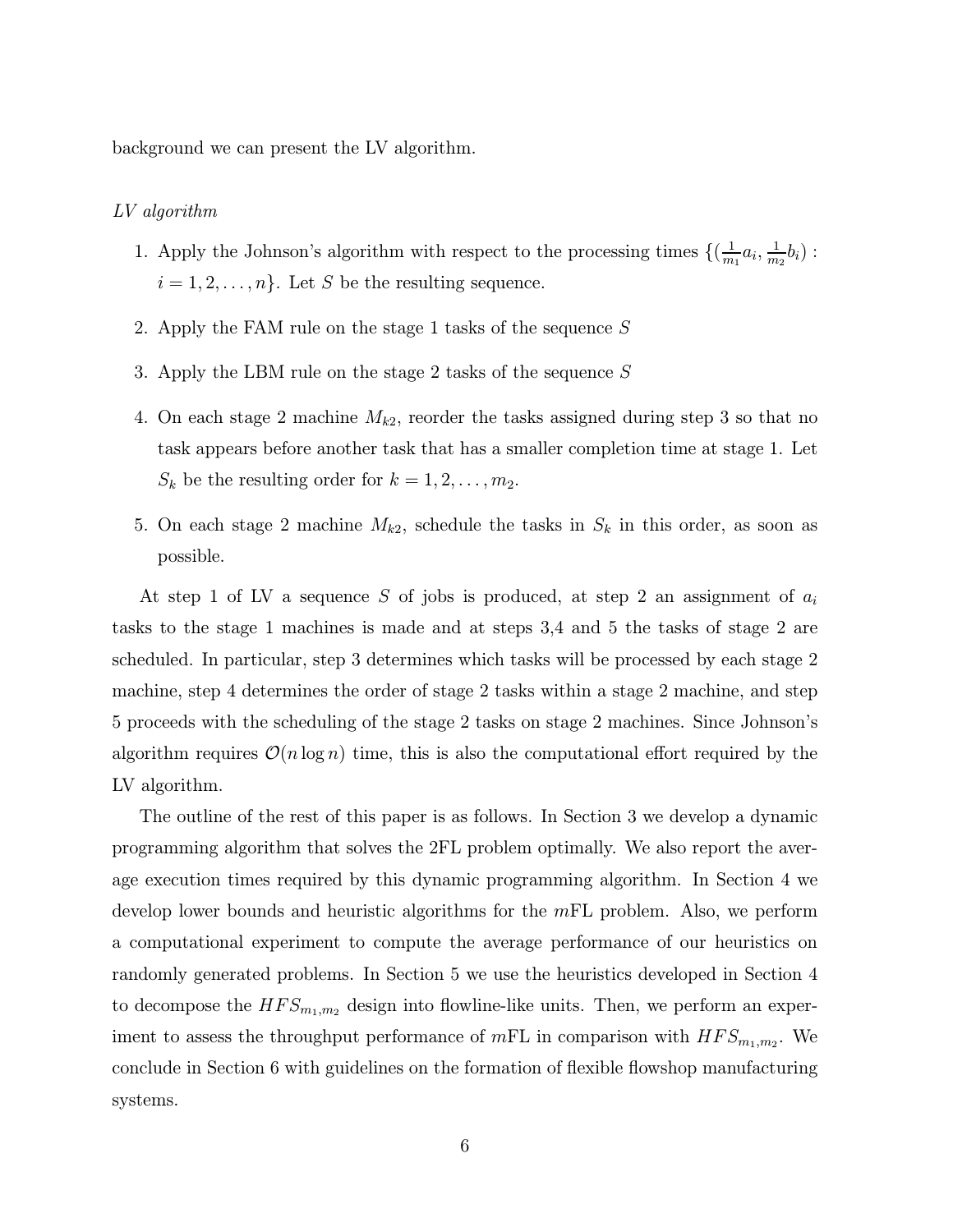background we can present the LV algorithm.

*LV algorithm*

1. Apply the Johnson's algorithm with respect to the processing times $\{(\frac{1}{m_1}a_i, \frac{1}{m_2}b_i) : i = 1, 2, \ldots, n\}$. Let $S$ be the resulting sequence.

2. Apply the FAM rule on the stage 1 tasks of the sequence $S$

3. Apply the LBM rule on the stage 2 tasks of the sequence $S$

4. On each stage 2 machine $M_{k2}$, reorder the tasks assigned during step 3 so that no task appears before another task that has a smaller completion time at stage 1. Let $S_k$ be the resulting order for $k = 1, 2, \ldots, m_2$.

5. On each stage 2 machine $M_{k2}$, schedule the tasks in $S_k$ in this order, as soon as possible.

At step 1 of LV a sequence $S$ of jobs is produced, at step 2 an assignment of $a_i$ tasks to the stage 1 machines is made and at steps 3,4 and 5 the tasks of stage 2 are scheduled. In particular, step 3 determines which tasks will be processed by each stage 2 machine, step 4 determines the order of stage 2 tasks within a stage 2 machine, and step 5 proceeds with the scheduling of the stage 2 tasks on stage 2 machines. Since Johnson's algorithm requires $\mathcal{O}(n \log n)$ time, this is also the computational effort required by the LV algorithm.

The outline of the rest of this paper is as follows. In Section 3 we develop a dynamic programming algorithm that solves the 2FL problem optimally. We also report the average execution times required by this dynamic programming algorithm. In Section 4 we develop lower bounds and heuristic algorithms for the $m$FL problem. Also, we perform a computational experiment to compute the average performance of our heuristics on randomly generated problems. In Section 5 we use the heuristics developed in Section 4 to decompose the $HFS_{m_1,m_2}$ design into flowline-like units. Then, we perform an experiment to assess the throughput performance of $m$FL in comparison with $HFS_{m_1,m_2}$. We conclude in Section 6 with guidelines on the formation of flexible flowshop manufacturing systems.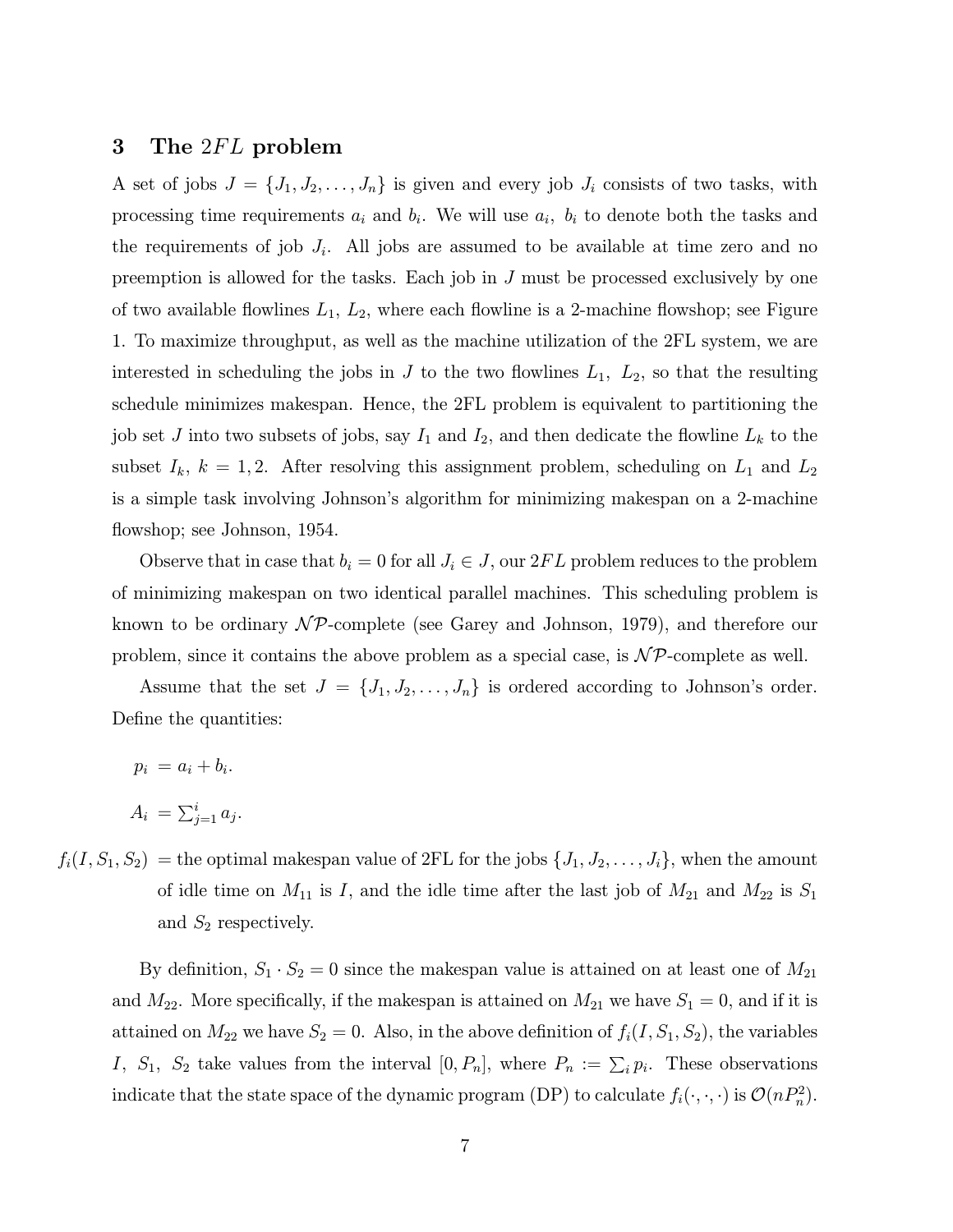## 3 The $2FL$ problem

A set of jobs $J = \{J_1, J_2, \ldots, J_n\}$ is given and every job $J_i$ consists of two tasks, with processing time requirements $a_i$ and $b_i$. We will use $a_i$, $b_i$ to denote both the tasks and the requirements of job $J_i$. All jobs are assumed to be available at time zero and no preemption is allowed for the tasks. Each job in $J$ must be processed exclusively by one of two available flowlines $L_1$, $L_2$, where each flowline is a 2-machine flowshop; see Figure 1. To maximize throughput, as well as the machine utilization of the 2FL system, we are interested in scheduling the jobs in $J$ to the two flowlines $L_1$, $L_2$, so that the resulting schedule minimizes makespan. Hence, the 2FL problem is equivalent to partitioning the job set $J$ into two subsets of jobs, say $I_1$ and $I_2$, and then dedicate the flowline $L_k$ to the subset $I_k$, $k = 1, 2$. After resolving this assignment problem, scheduling on $L_1$ and $L_2$ is a simple task involving Johnson's algorithm for minimizing makespan on a 2-machine flowshop; see Johnson, 1954.

Observe that in case that $b_i = 0$ for all $J_i \in J$, our $2FL$ problem reduces to the problem of minimizing makespan on two identical parallel machines. This scheduling problem is known to be ordinary $\mathcal{NP}$-complete (see Garey and Johnson, 1979), and therefore our problem, since it contains the above problem as a special case, is $\mathcal{NP}$-complete as well.

Assume that the set $J = \{J_1, J_2, \ldots, J_n\}$ is ordered according to Johnson's order. Define the quantities:

$p_i = a_i + b_i$.

$A_i = \sum_{j=1}^{i} a_j$.

$f_i(I, S_1, S_2)$ = the optimal makespan value of 2FL for the jobs $\{J_1, J_2, \ldots, J_i\}$, when the amount of idle time on $M_{11}$ is $I$, and the idle time after the last job of $M_{21}$ and $M_{22}$ is $S_1$ and $S_2$ respectively.

By definition, $S_1 \cdot S_2 = 0$ since the makespan value is attained on at least one of $M_{21}$ and $M_{22}$. More specifically, if the makespan is attained on $M_{21}$ we have $S_1 = 0$, and if it is attained on $M_{22}$ we have $S_2 = 0$. Also, in the above definition of $f_i(I, S_1, S_2)$, the variables $I$, $S_1$, $S_2$ take values from the interval $[0, P_n]$, where $P_n := \sum_i p_i$. These observations indicate that the state space of the dynamic program (DP) to calculate $f_i(\cdot, \cdot, \cdot)$ is $\mathcal{O}(nP_n^2)$.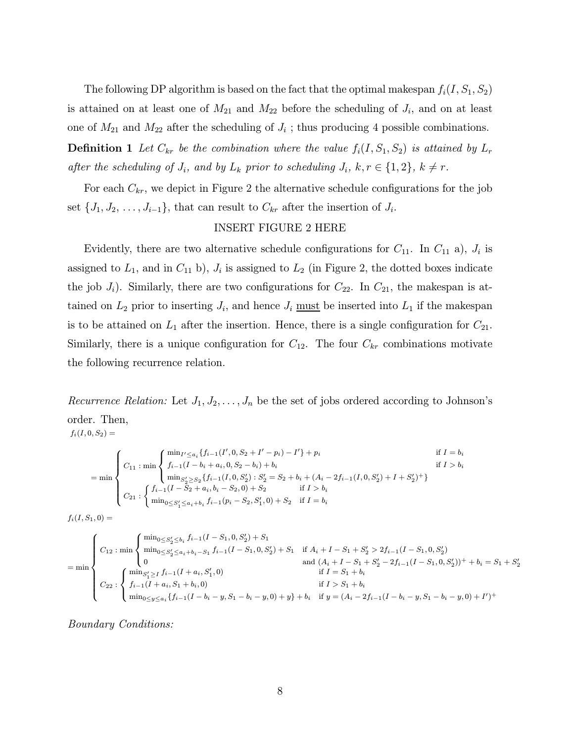The following DP algorithm is based on the fact that the optimal makespan $f_i(I, S_1, S_2)$ is attained on at least one of $M_{21}$ and $M_{22}$ before the scheduling of $J_i$, and on at least one of $M_{21}$ and $M_{22}$ after the scheduling of $J_i$ ; thus producing 4 possible combinations.

**Definition 1** *Let $C_{kr}$ be the combination where the value $f_i(I, S_1, S_2)$ is attained by $L_r$ after the scheduling of $J_i$, and by $L_k$ prior to scheduling $J_i$, $k, r \in \{1, 2\}$, $k \neq r$.*

For each $C_{kr}$, we depict in Figure 2 the alternative schedule configurations for the job set $\{J_1, J_2, \ldots, J_{i-1}\}$, that can result to $C_{kr}$ after the insertion of $J_i$.

INSERT FIGURE 2 HERE

Evidently, there are two alternative schedule configurations for $C_{11}$. In $C_{11}$ a), $J_i$ is assigned to $L_1$, and in $C_{11}$ b), $J_i$ is assigned to $L_2$ (in Figure 2, the dotted boxes indicate the job $J_i$). Similarly, there are two configurations for $C_{22}$. In $C_{21}$, the makespan is attained on $L_2$ prior to inserting $J_i$, and hence $J_i$ must be inserted into $L_1$ if the makespan is to be attained on $L_1$ after the insertion. Hence, there is a single configuration for $C_{21}$. Similarly, there is a unique configuration for $C_{12}$. The four $C_{kr}$ combinations motivate the following recurrence relation.

*Recurrence Relation:* Let $J_1, J_2, \ldots, J_n$ be the set of jobs ordered according to Johnson's order. Then,

$$f_i(I, 0, S_2) =$$

$$= \min \begin{cases} C_{11} : \min \begin{cases} \min_{I' \leq a_i} \{f_{i-1}(I', 0, S_2 + I' - p_i) - I'\} + p_i & \text{if } I = b_i \\ f_{i-1}(I - b_i + a_i, 0, S_2 - b_i) + b_i & \text{if } I > b_i \\ \min_{S_2' \geq S_2} \{f_{i-1}(I, 0, S_2') : S_2' = S_2 + b_i + (A_i - 2f_{i-1}(I, 0, S_2') + I + S_2')^+\} & \end{cases} \\ C_{21} : \begin{cases} f_{i-1}(I - S_2 + a_i, b_i - S_2, 0) + S_2 & \text{if } I > b_i \\ \min_{0 \leq S_1' \leq a_i + b_i} f_{i-1}(p_i - S_2, S_1', 0) + S_2 & \text{if } I = b_i \end{cases} \end{cases}$$

$$f_i(I, S_1, 0) =$$

$$= \min \begin{cases} C_{12} : \min \begin{cases} \min_{0 \leq S_2' \leq b_i} f_{i-1}(I - S_1, 0, S_2') + S_1 & \\ \min_{0 \leq S_2' \leq a_i + b_i - S_1} f_{i-1}(I - S_1, 0, S_2') + S_1 & \text{if } A_i + I - S_1 + S_2' > 2f_{i-1}(I - S_1, 0, S_2') \\ 0 & \text{and } (A_i + I - S_1 + S_2' - 2f_{i-1}(I - S_1, 0, S_2'))^+ + b_i = S_1 + S_2' \end{cases} \\ C_{22} : \begin{cases} \min_{S_1' \geq I} f_{i-1}(I + a_i, S_1', 0) & \text{if } I = S_1 + b_i \\ f_{i-1}(I + a_i, S_1 + b_i, 0) & \text{if } I > S_1 + b_i \\ \min_{0 \leq y \leq a_i} \{f_{i-1}(I - b_i - y, S_1 - b_i - y, 0) + y\} + b_i & \text{if } y = (A_i - 2f_{i-1}(I - b_i - y, S_1 - b_i - y, 0) + I')^+ \end{cases} \end{cases}$$

*Boundary Conditions:*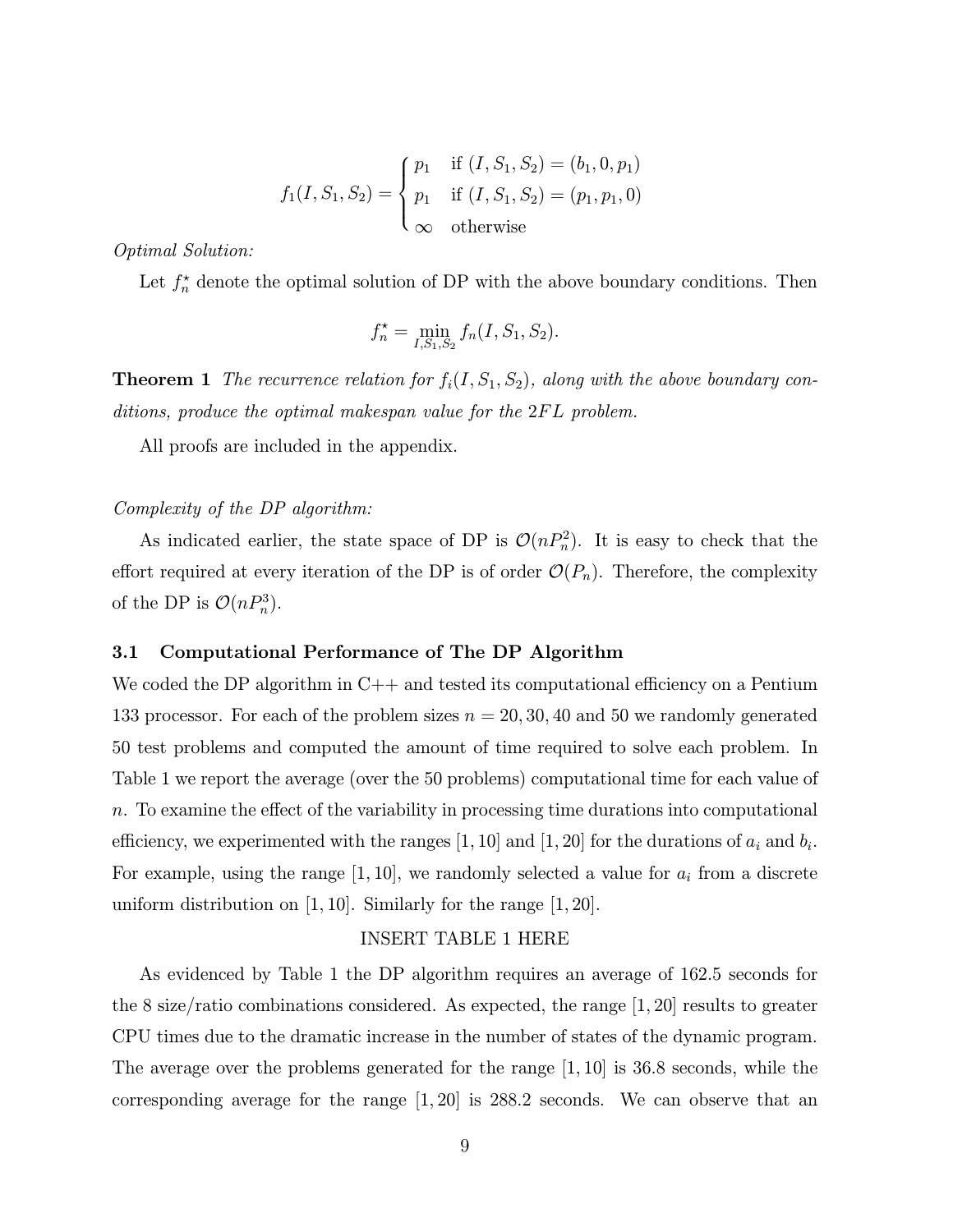$$
f_1(I, S_1, S_2) = \begin{cases} p_1 & \text{if } (I, S_1, S_2) = (b_1, 0, p_1) \\ p_1 & \text{if } (I, S_1, S_2) = (p_1, p_1, 0) \\ \infty & \text{otherwise} \end{cases}
$$

*Optimal Solution:*

Let $f_n^\star$ denote the optimal solution of DP with the above boundary conditions. Then

$$
f_n^\star = \min_{I, S_1, S_2} f_n(I, S_1, S_2).
$$

**Theorem 1** *The recurrence relation for $f_i(I, S_1, S_2)$, along with the above boundary conditions, produce the optimal makespan value for the $2FL$ problem.*

All proofs are included in the appendix.

*Complexity of the DP algorithm:*

As indicated earlier, the state space of DP is $\mathcal{O}(nP_n^2)$. It is easy to check that the effort required at every iteration of the DP is of order $\mathcal{O}(P_n)$. Therefore, the complexity of the DP is $\mathcal{O}(nP_n^3)$.

### 3.1 Computational Performance of The DP Algorithm

We coded the DP algorithm in C++ and tested its computational efficiency on a Pentium 133 processor. For each of the problem sizes $n = 20, 30, 40$ and $50$ we randomly generated 50 test problems and computed the amount of time required to solve each problem. In Table 1 we report the average (over the 50 problems) computational time for each value of $n$. To examine the effect of the variability in processing time durations into computational efficiency, we experimented with the ranges $[1, 10]$ and $[1, 20]$ for the durations of $a_i$ and $b_i$. For example, using the range $[1, 10]$, we randomly selected a value for $a_i$ from a discrete uniform distribution on $[1, 10]$. Similarly for the range $[1, 20]$.

INSERT TABLE 1 HERE

As evidenced by Table 1 the DP algorithm requires an average of 162.5 seconds for the 8 size/ratio combinations considered. As expected, the range $[1, 20]$ results to greater CPU times due to the dramatic increase in the number of states of the dynamic program. The average over the problems generated for the range $[1, 10]$ is 36.8 seconds, while the corresponding average for the range $[1, 20]$ is 288.2 seconds. We can observe that an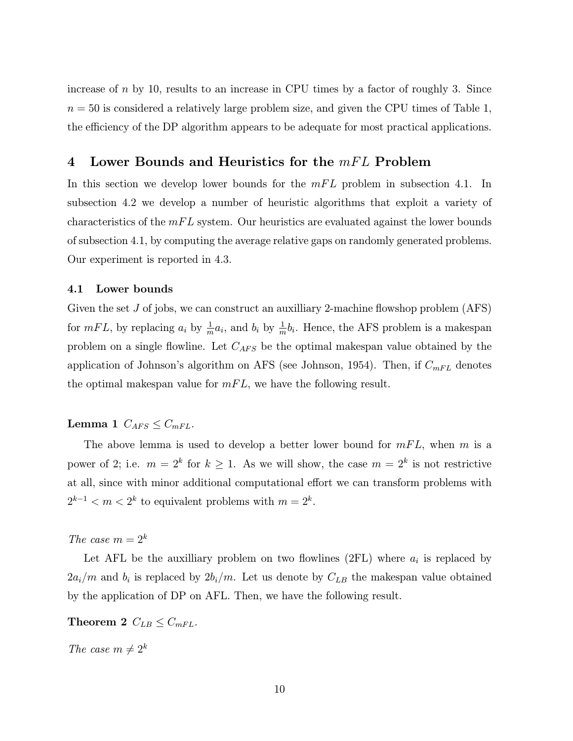increase of $n$ by 10, results to an increase in CPU times by a factor of roughly 3. Since $n = 50$ is considered a relatively large problem size, and given the CPU times of Table 1, the efficiency of the DP algorithm appears to be adequate for most practical applications.

## 4 Lower Bounds and Heuristics for the $mFL$ Problem

In this section we develop lower bounds for the $mFL$ problem in subsection 4.1. In subsection 4.2 we develop a number of heuristic algorithms that exploit a variety of characteristics of the $mFL$ system. Our heuristics are evaluated against the lower bounds of subsection 4.1, by computing the average relative gaps on randomly generated problems. Our experiment is reported in 4.3.

### 4.1 Lower bounds

Given the set $J$ of jobs, we can construct an auxilliary 2-machine flowshop problem (AFS) for $mFL$, by replacing $a_i$ by $\frac{1}{m}a_i$, and $b_i$ by $\frac{1}{m}b_i$. Hence, the AFS problem is a makespan problem on a single flowline. Let $C_{AFS}$ be the optimal makespan value obtained by the application of Johnson's algorithm on AFS (see Johnson, 1954). Then, if $C_{mFL}$ denotes the optimal makespan value for $mFL$, we have the following result.

**Lemma 1** $C_{AFS} \leq C_{mFL}$.

The above lemma is used to develop a better lower bound for $mFL$, when $m$ is a power of 2; i.e. $m = 2^k$ for $k \geq 1$. As we will show, the case $m = 2^k$ is not restrictive at all, since with minor additional computational effort we can transform problems with $2^{k-1} < m < 2^k$ to equivalent problems with $m = 2^k$.

*The case $m = 2^k$*

Let AFL be the auxilliary problem on two flowlines (2FL) where $a_i$ is replaced by $2a_i/m$ and $b_i$ is replaced by $2b_i/m$. Let us denote by $C_{LB}$ the makespan value obtained by the application of DP on AFL. Then, we have the following result.

**Theorem 2** $C_{LB} \leq C_{mFL}$.

*The case $m \neq 2^k$*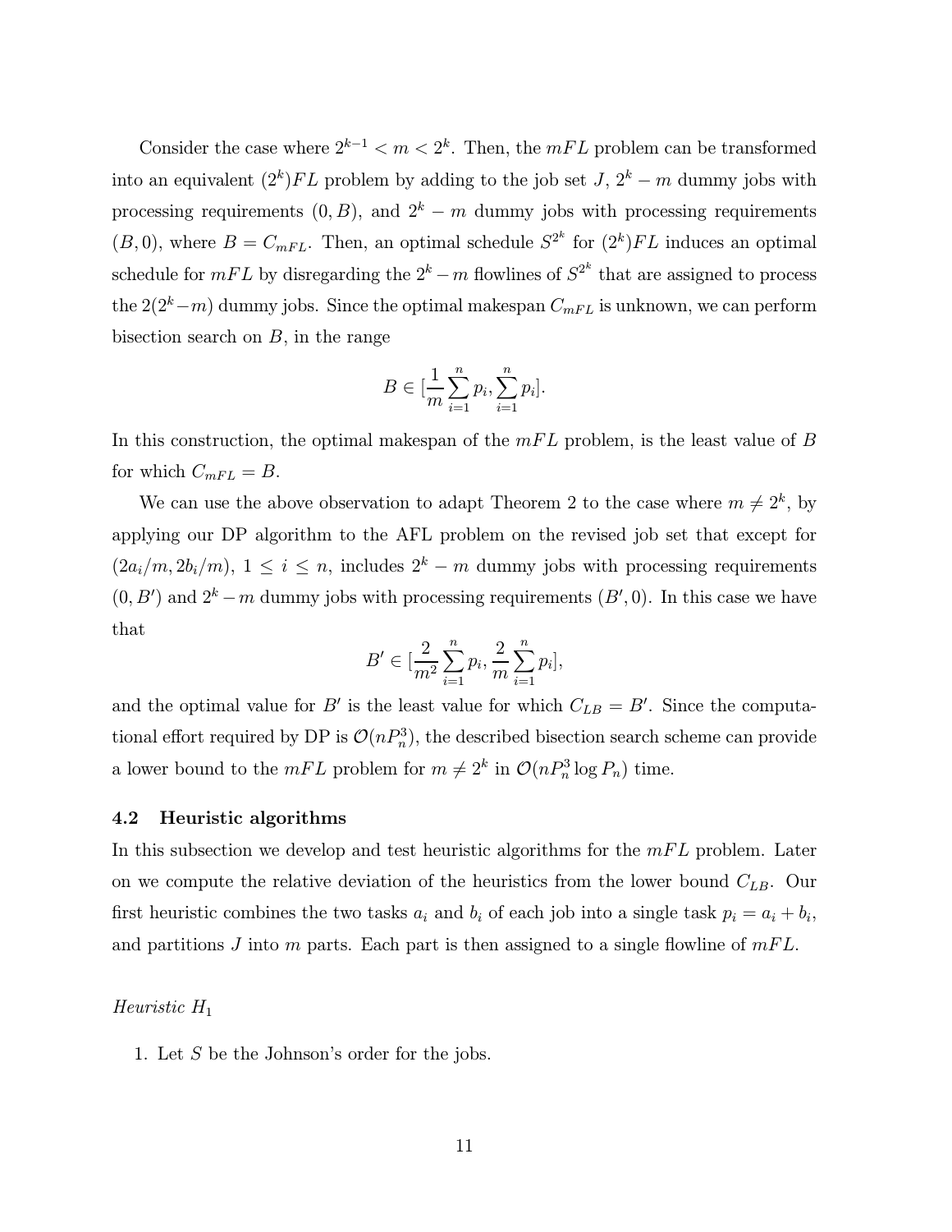Consider the case where $2^{k-1} < m < 2^k$. Then, the $mFL$ problem can be transformed into an equivalent $(2^k)FL$ problem by adding to the job set $J$, $2^k - m$ dummy jobs with processing requirements $(0, B)$, and $2^k - m$ dummy jobs with processing requirements $(B, 0)$, where $B = C_{mFL}$. Then, an optimal schedule $S^{2^k}$ for $(2^k)FL$ induces an optimal schedule for $mFL$ by disregarding the $2^k - m$ flowlines of $S^{2^k}$ that are assigned to process the $2(2^k - m)$ dummy jobs. Since the optimal makespan $C_{mFL}$ is unknown, we can perform bisection search on $B$, in the range

$$B \in [\frac{1}{m}\sum_{i=1}^{n} p_i, \sum_{i=1}^{n} p_i].$$

In this construction, the optimal makespan of the $mFL$ problem, is the least value of $B$ for which $C_{mFL} = B$.

We can use the above observation to adapt Theorem 2 to the case where $m \neq 2^k$, by applying our DP algorithm to the AFL problem on the revised job set that except for $(2a_i/m, 2b_i/m)$, $1 \leq i \leq n$, includes $2^k - m$ dummy jobs with processing requirements $(0, B')$ and $2^k - m$ dummy jobs with processing requirements $(B', 0)$. In this case we have that

$$B' \in [\frac{2}{m^2}\sum_{i=1}^{n} p_i, \frac{2}{m}\sum_{i=1}^{n} p_i],$$

and the optimal value for $B'$ is the least value for which $C_{LB} = B'$. Since the computational effort required by DP is $\mathcal{O}(nP_n^3)$, the described bisection search scheme can provide a lower bound to the $mFL$ problem for $m \neq 2^k$ in $\mathcal{O}(nP_n^3 \log P_n)$ time.

### 4.2 Heuristic algorithms

In this subsection we develop and test heuristic algorithms for the $mFL$ problem. Later on we compute the relative deviation of the heuristics from the lower bound $C_{LB}$. Our first heuristic combines the two tasks $a_i$ and $b_i$ of each job into a single task $p_i = a_i + b_i$, and partitions $J$ into $m$ parts. Each part is then assigned to a single flowline of $mFL$.

*Heuristic $H_1$*

1. Let $S$ be the Johnson's order for the jobs.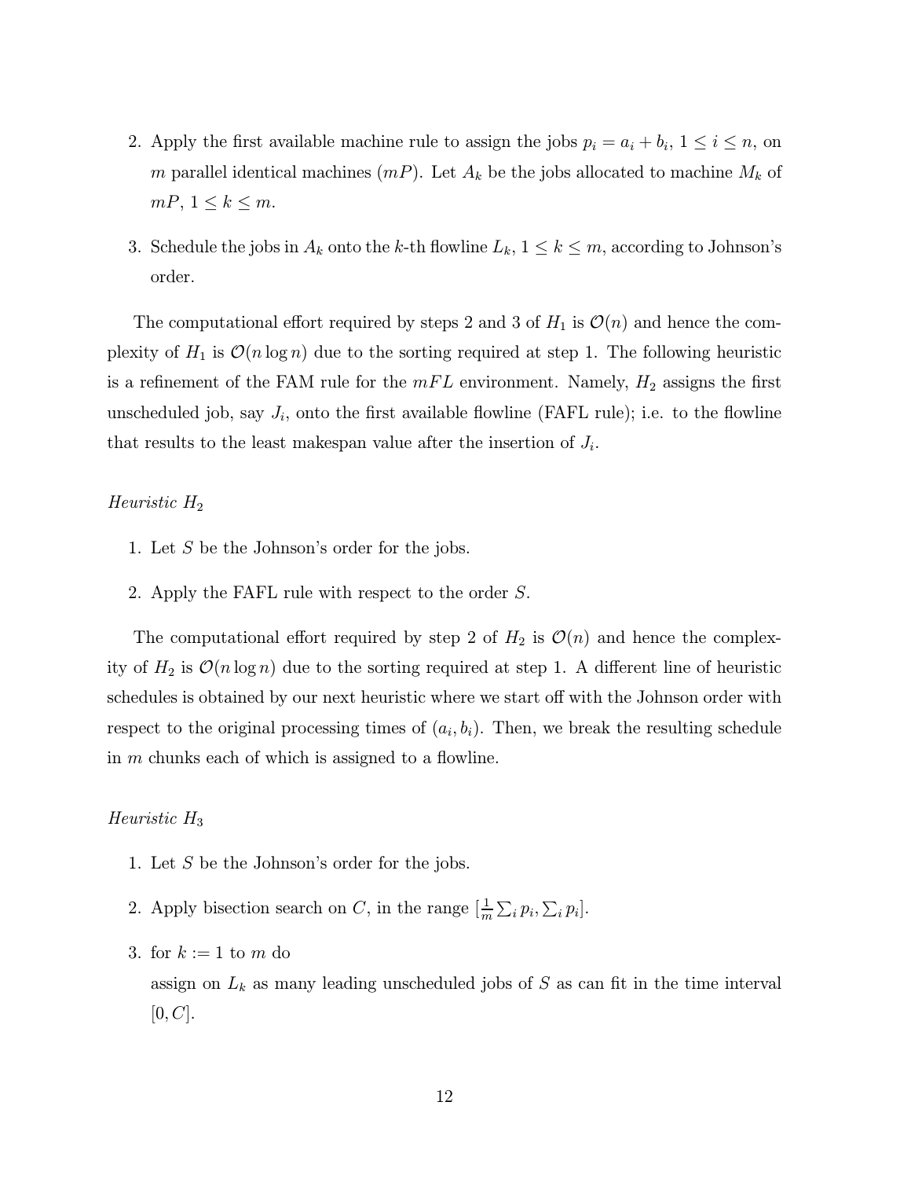2. Apply the first available machine rule to assign the jobs $p_i = a_i + b_i$, $1 \leq i \leq n$, on $m$ parallel identical machines ($mP$). Let $A_k$ be the jobs allocated to machine $M_k$ of $mP$, $1 \leq k \leq m$.

3. Schedule the jobs in $A_k$ onto the $k$-th flowline $L_k$, $1 \leq k \leq m$, according to Johnson's order.

The computational effort required by steps 2 and 3 of $H_1$ is $\mathcal{O}(n)$ and hence the complexity of $H_1$ is $\mathcal{O}(n \log n)$ due to the sorting required at step 1. The following heuristic is a refinement of the FAM rule for the $mFL$ environment. Namely, $H_2$ assigns the first unscheduled job, say $J_i$, onto the first available flowline (FAFL rule); i.e. to the flowline that results to the least makespan value after the insertion of $J_i$.

*Heuristic* $H_2$

1. Let $S$ be the Johnson's order for the jobs.

2. Apply the FAFL rule with respect to the order $S$.

The computational effort required by step 2 of $H_2$ is $\mathcal{O}(n)$ and hence the complexity of $H_2$ is $\mathcal{O}(n \log n)$ due to the sorting required at step 1. A different line of heuristic schedules is obtained by our next heuristic where we start off with the Johnson order with respect to the original processing times of $(a_i, b_i)$. Then, we break the resulting schedule in $m$ chunks each of which is assigned to a flowline.

*Heuristic* $H_3$

1. Let $S$ be the Johnson's order for the jobs.

2. Apply bisection search on $C$, in the range $[\frac{1}{m}\sum_i p_i, \sum_i p_i]$.

3. for $k := 1$ to $m$ do

   assign on $L_k$ as many leading unscheduled jobs of $S$ as can fit in the time interval $[0, C]$.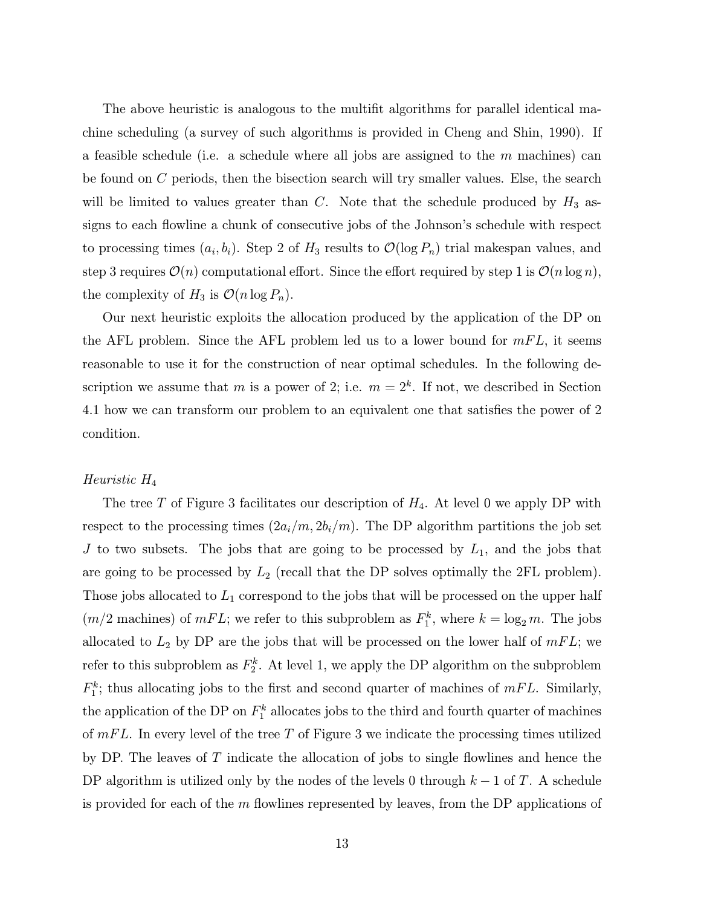The above heuristic is analogous to the multifit algorithms for parallel identical machine scheduling (a survey of such algorithms is provided in Cheng and Shin, 1990). If a feasible schedule (i.e. a schedule where all jobs are assigned to the $m$ machines) can be found on $C$ periods, then the bisection search will try smaller values. Else, the search will be limited to values greater than $C$. Note that the schedule produced by $H_3$ assigns to each flowline a chunk of consecutive jobs of the Johnson's schedule with respect to processing times $(a_i, b_i)$. Step 2 of $H_3$ results to $\mathcal{O}(\log P_n)$ trial makespan values, and step 3 requires $\mathcal{O}(n)$ computational effort. Since the effort required by step 1 is $\mathcal{O}(n \log n)$, the complexity of $H_3$ is $\mathcal{O}(n \log P_n)$.

Our next heuristic exploits the allocation produced by the application of the DP on the AFL problem. Since the AFL problem led us to a lower bound for $mFL$, it seems reasonable to use it for the construction of near optimal schedules. In the following description we assume that $m$ is a power of 2; i.e. $m = 2^k$. If not, we described in Section 4.1 how we can transform our problem to an equivalent one that satisfies the power of 2 condition.

*Heuristic $H_4$*

The tree $T$ of Figure 3 facilitates our description of $H_4$. At level 0 we apply DP with respect to the processing times $(2a_i/m, 2b_i/m)$. The DP algorithm partitions the job set $J$ to two subsets. The jobs that are going to be processed by $L_1$, and the jobs that are going to be processed by $L_2$ (recall that the DP solves optimally the 2FL problem). Those jobs allocated to $L_1$ correspond to the jobs that will be processed on the upper half ($m/2$ machines) of $mFL$; we refer to this subproblem as $F_1^k$, where $k = \log_2 m$. The jobs allocated to $L_2$ by DP are the jobs that will be processed on the lower half of $mFL$; we refer to this subproblem as $F_2^k$. At level 1, we apply the DP algorithm on the subproblem $F_1^k$; thus allocating jobs to the first and second quarter of machines of $mFL$. Similarly, the application of the DP on $F_1^k$ allocates jobs to the third and fourth quarter of machines of $mFL$. In every level of the tree $T$ of Figure 3 we indicate the processing times utilized by DP. The leaves of $T$ indicate the allocation of jobs to single flowlines and hence the DP algorithm is utilized only by the nodes of the levels 0 through $k-1$ of $T$. A schedule is provided for each of the $m$ flowlines represented by leaves, from the DP applications of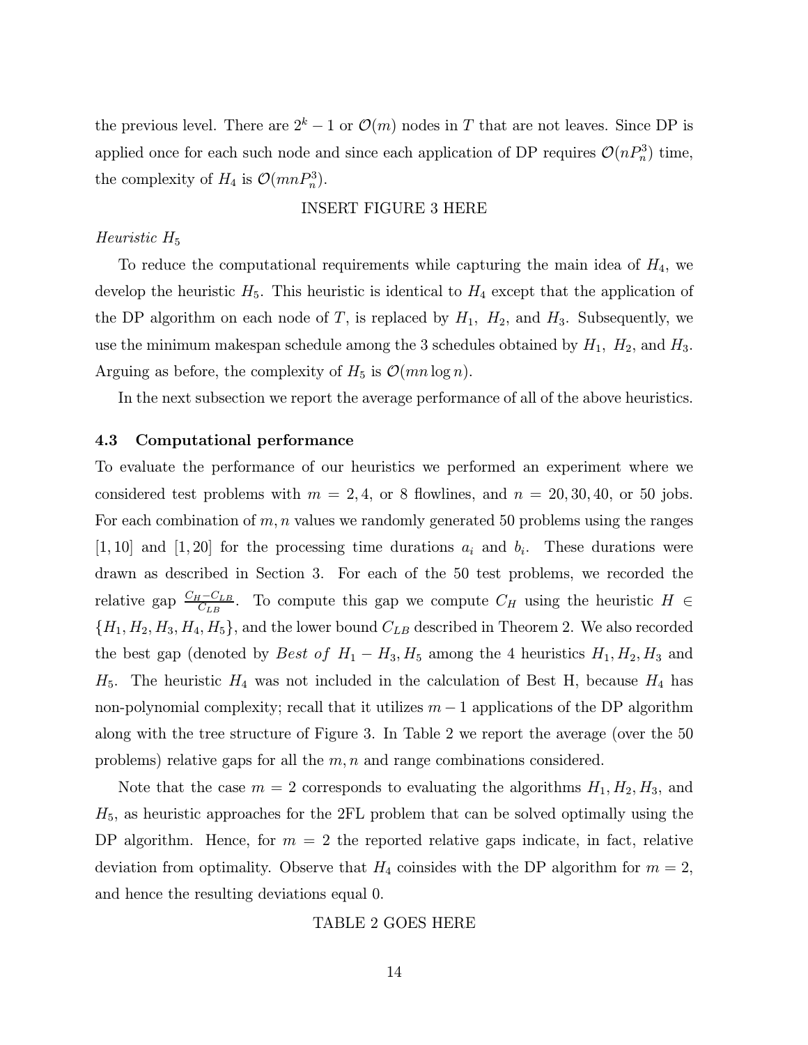the previous level. There are $2^k - 1$ or $\mathcal{O}(m)$ nodes in $T$ that are not leaves. Since DP is applied once for each such node and since each application of DP requires $\mathcal{O}(nP_n^3)$ time, the complexity of $H_4$ is $\mathcal{O}(mnP_n^3)$.

INSERT FIGURE 3 HERE

*Heuristic* $H_5$

To reduce the computational requirements while capturing the main idea of $H_4$, we develop the heuristic $H_5$. This heuristic is identical to $H_4$ except that the application of the DP algorithm on each node of $T$, is replaced by $H_1$, $H_2$, and $H_3$. Subsequently, we use the minimum makespan schedule among the 3 schedules obtained by $H_1$, $H_2$, and $H_3$. Arguing as before, the complexity of $H_5$ is $\mathcal{O}(mn \log n)$.

In the next subsection we report the average performance of all of the above heuristics.

### 4.3 Computational performance

To evaluate the performance of our heuristics we performed an experiment where we considered test problems with $m = 2, 4,$ or 8 flowlines, and $n = 20, 30, 40,$ or 50 jobs. For each combination of $m, n$ values we randomly generated 50 problems using the ranges $[1, 10]$ and $[1, 20]$ for the processing time durations $a_i$ and $b_i$. These durations were drawn as described in Section 3. For each of the 50 test problems, we recorded the relative gap $\frac{C_H - C_{LB}}{C_{LB}}$. To compute this gap we compute $C_H$ using the heuristic $H \in \{H_1, H_2, H_3, H_4, H_5\}$, and the lower bound $C_{LB}$ described in Theorem 2. We also recorded the best gap (denoted by *Best of* $H_1 - H_3, H_5$ among the 4 heuristics $H_1, H_2, H_3$ and $H_5$. The heuristic $H_4$ was not included in the calculation of Best H, because $H_4$ has non-polynomial complexity; recall that it utilizes $m - 1$ applications of the DP algorithm along with the tree structure of Figure 3. In Table 2 we report the average (over the 50 problems) relative gaps for all the $m, n$ and range combinations considered.

Note that the case $m = 2$ corresponds to evaluating the algorithms $H_1, H_2, H_3$, and $H_5$, as heuristic approaches for the 2FL problem that can be solved optimally using the DP algorithm. Hence, for $m = 2$ the reported relative gaps indicate, in fact, relative deviation from optimality. Observe that $H_4$ coinsides with the DP algorithm for $m = 2$, and hence the resulting deviations equal 0.

TABLE 2 GOES HERE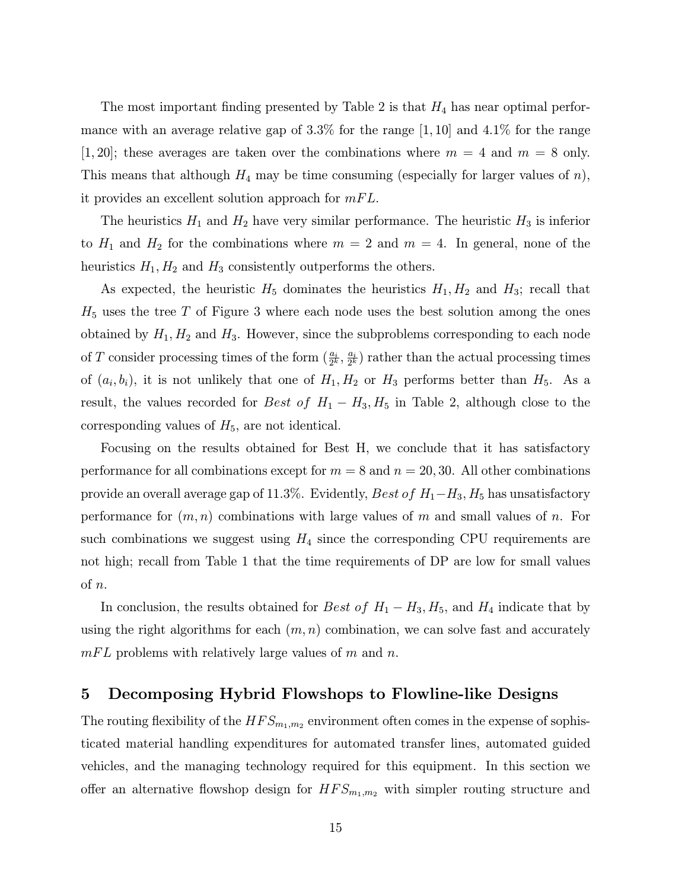The most important finding presented by Table 2 is that $H_4$ has near optimal performance with an average relative gap of 3.3% for the range $[1, 10]$ and 4.1% for the range $[1, 20]$; these averages are taken over the combinations where $m = 4$ and $m = 8$ only. This means that although $H_4$ may be time consuming (especially for larger values of $n$), it provides an excellent solution approach for $mFL$.

The heuristics $H_1$ and $H_2$ have very similar performance. The heuristic $H_3$ is inferior to $H_1$ and $H_2$ for the combinations where $m = 2$ and $m = 4$. In general, none of the heuristics $H_1, H_2$ and $H_3$ consistently outperforms the others.

As expected, the heuristic $H_5$ dominates the heuristics $H_1, H_2$ and $H_3$; recall that $H_5$ uses the tree $T$ of Figure 3 where each node uses the best solution among the ones obtained by $H_1, H_2$ and $H_3$. However, since the subproblems corresponding to each node of $T$ consider processing times of the form $(\frac{a_i}{2^k}, \frac{a_i}{2^k})$ rather than the actual processing times of $(a_i, b_i)$, it is not unlikely that one of $H_1, H_2$ or $H_3$ performs better than $H_5$. As a result, the values recorded for $Best\ of\ H_1 - H_3, H_5$ in Table 2, although close to the corresponding values of $H_5$, are not identical.

Focusing on the results obtained for Best H, we conclude that it has satisfactory performance for all combinations except for $m = 8$ and $n = 20, 30$. All other combinations provide an overall average gap of 11.3%. Evidently, $Best\ of\ H_1 - H_3, H_5$ has unsatisfactory performance for $(m, n)$ combinations with large values of $m$ and small values of $n$. For such combinations we suggest using $H_4$ since the corresponding CPU requirements are not high; recall from Table 1 that the time requirements of DP are low for small values of $n$.

In conclusion, the results obtained for $Best\ of\ H_1 - H_3, H_5$, and $H_4$ indicate that by using the right algorithms for each $(m, n)$ combination, we can solve fast and accurately $mFL$ problems with relatively large values of $m$ and $n$.

## 5 Decomposing Hybrid Flowshops to Flowline-like Designs

The routing flexibility of the $HFS_{m_1,m_2}$ environment often comes in the expense of sophisticated material handling expenditures for automated transfer lines, automated guided vehicles, and the managing technology required for this equipment. In this section we offer an alternative flowshop design for $HFS_{m_1,m_2}$ with simpler routing structure and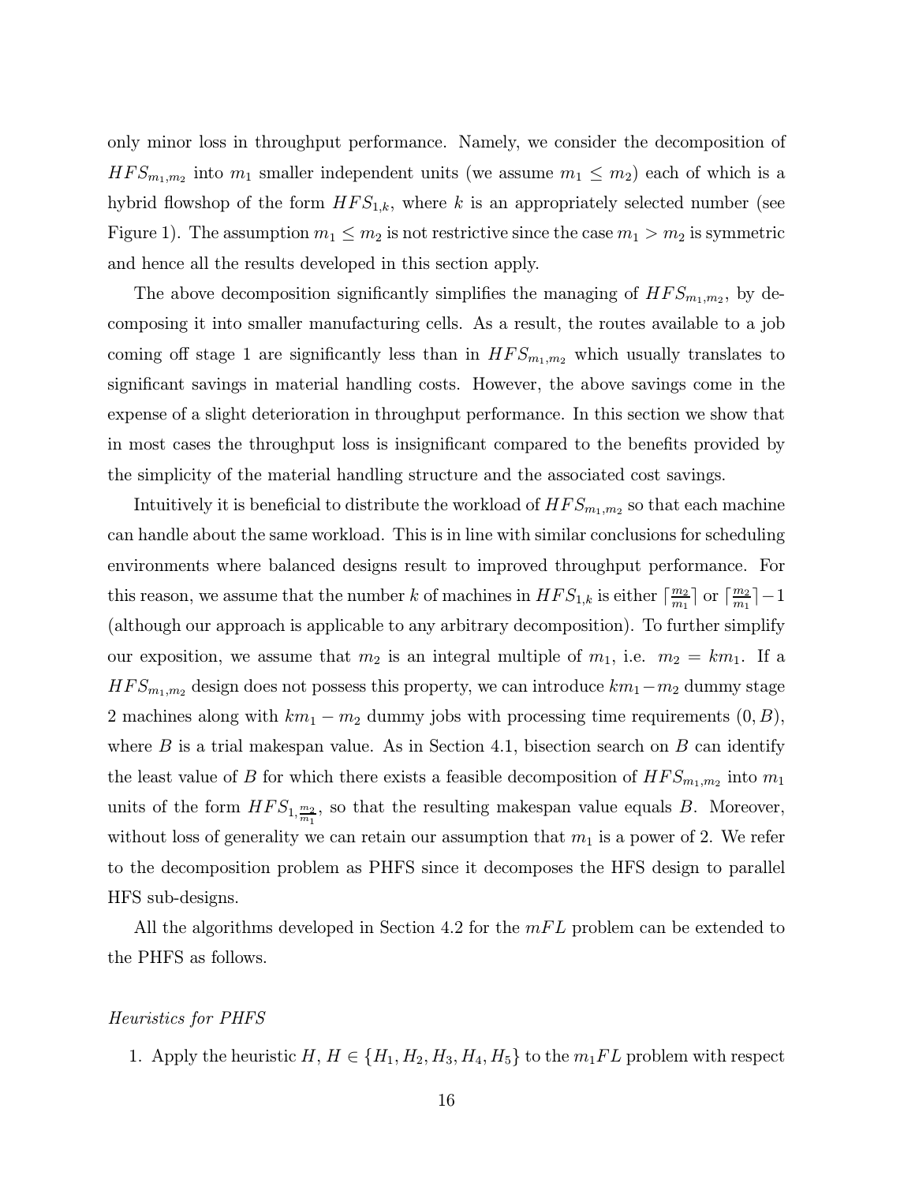only minor loss in throughput performance. Namely, we consider the decomposition of $HFS_{m_1,m_2}$ into $m_1$ smaller independent units (we assume $m_1 \leq m_2$) each of which is a hybrid flowshop of the form $HFS_{1,k}$, where $k$ is an appropriately selected number (see Figure 1). The assumption $m_1 \leq m_2$ is not restrictive since the case $m_1 > m_2$ is symmetric and hence all the results developed in this section apply.

The above decomposition significantly simplifies the managing of $HFS_{m_1,m_2}$, by decomposing it into smaller manufacturing cells. As a result, the routes available to a job coming off stage 1 are significantly less than in $HFS_{m_1,m_2}$ which usually translates to significant savings in material handling costs. However, the above savings come in the expense of a slight deterioration in throughput performance. In this section we show that in most cases the throughput loss is insignificant compared to the benefits provided by the simplicity of the material handling structure and the associated cost savings.

Intuitively it is beneficial to distribute the workload of $HFS_{m_1,m_2}$ so that each machine can handle about the same workload. This is in line with similar conclusions for scheduling environments where balanced designs result to improved throughput performance. For this reason, we assume that the number $k$ of machines in $HFS_{1,k}$ is either $\lceil \frac{m_2}{m_1} \rceil$ or $\lceil \frac{m_2}{m_1} \rceil - 1$ (although our approach is applicable to any arbitrary decomposition). To further simplify our exposition, we assume that $m_2$ is an integral multiple of $m_1$, i.e. $m_2 = km_1$. If a $HFS_{m_1,m_2}$ design does not possess this property, we can introduce $km_1 - m_2$ dummy stage 2 machines along with $km_1 - m_2$ dummy jobs with processing time requirements $(0, B)$, where $B$ is a trial makespan value. As in Section 4.1, bisection search on $B$ can identify the least value of $B$ for which there exists a feasible decomposition of $HFS_{m_1,m_2}$ into $m_1$ units of the form $HFS_{1,\frac{m_2}{m_1}}$, so that the resulting makespan value equals $B$. Moreover, without loss of generality we can retain our assumption that $m_1$ is a power of 2. We refer to the decomposition problem as PHFS since it decomposes the HFS design to parallel HFS sub-designs.

All the algorithms developed in Section 4.2 for the $mFL$ problem can be extended to the PHFS as follows.

*Heuristics for PHFS*

1. Apply the heuristic $H$, $H \in \{H_1, H_2, H_3, H_4, H_5\}$ to the $m_1FL$ problem with respect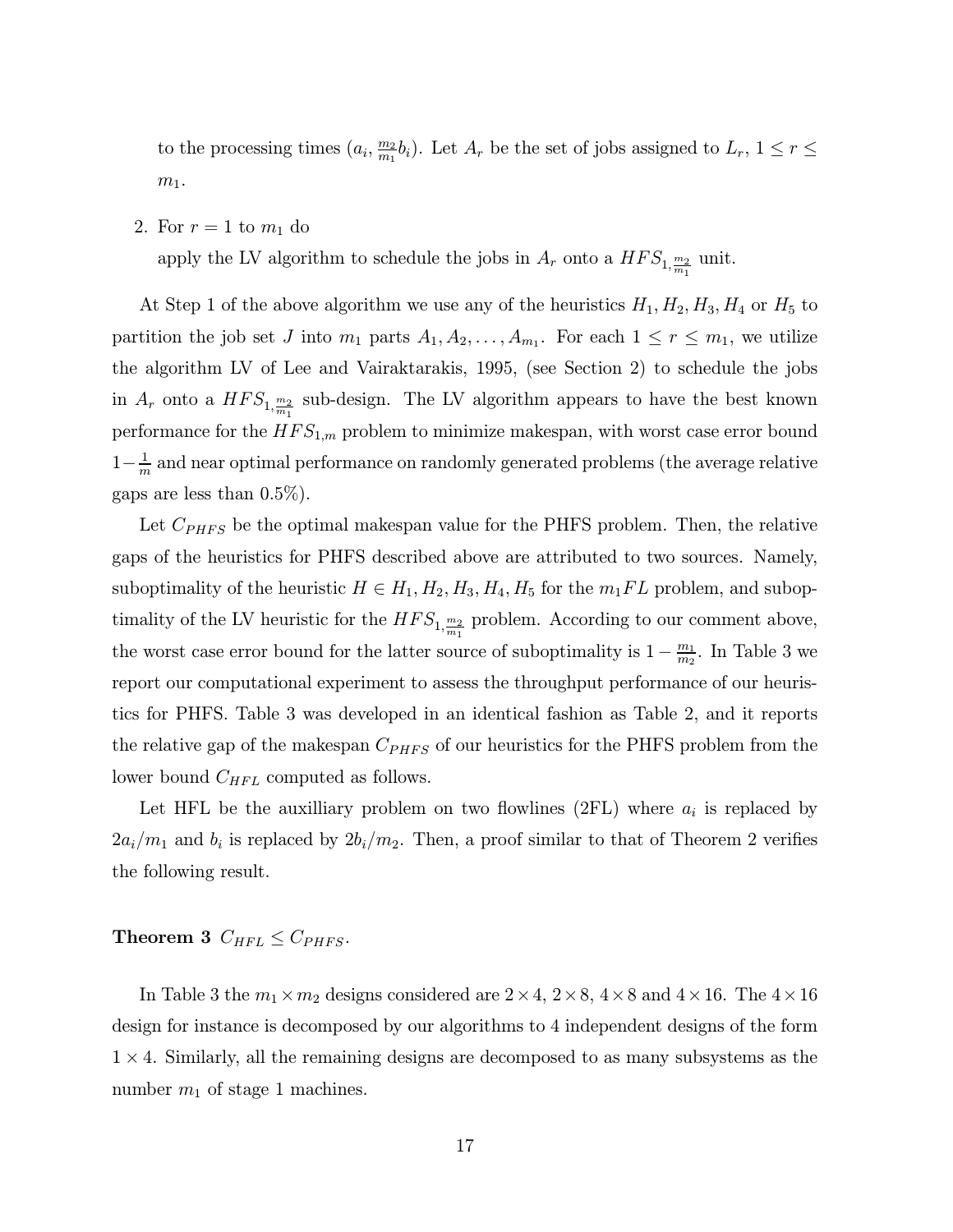to the processing times $(a_i, \frac{m_2}{m_1}b_i)$. Let $A_r$ be the set of jobs assigned to $L_r$, $1 \leq r \leq m_1$.

2. For $r = 1$ to $m_1$ do

   apply the LV algorithm to schedule the jobs in $A_r$ onto a $HFS_{1,\frac{m_2}{m_1}}$ unit.

At Step 1 of the above algorithm we use any of the heuristics $H_1, H_2, H_3, H_4$ or $H_5$ to partition the job set $J$ into $m_1$ parts $A_1, A_2, \ldots, A_{m_1}$. For each $1 \leq r \leq m_1$, we utilize the algorithm LV of Lee and Vairaktarakis, 1995, (see Section 2) to schedule the jobs in $A_r$ onto a $HFS_{1,\frac{m_2}{m_1}}$ sub-design. The LV algorithm appears to have the best known performance for the $HFS_{1,m}$ problem to minimize makespan, with worst case error bound $1-\frac{1}{m}$ and near optimal performance on randomly generated problems (the average relative gaps are less than 0.5%).

Let $C_{PHFS}$ be the optimal makespan value for the PHFS problem. Then, the relative gaps of the heuristics for PHFS described above are attributed to two sources. Namely, suboptimality of the heuristic $H \in H_1, H_2, H_3, H_4, H_5$ for the $m_1FL$ problem, and suboptimality of the LV heuristic for the $HFS_{1,\frac{m_2}{m_1}}$ problem. According to our comment above, the worst case error bound for the latter source of suboptimality is $1 - \frac{m_1}{m_2}$. In Table 3 we report our computational experiment to assess the throughput performance of our heuristics for PHFS. Table 3 was developed in an identical fashion as Table 2, and it reports the relative gap of the makespan $C_{PHFS}$ of our heuristics for the PHFS problem from the lower bound $C_{HFL}$ computed as follows.

Let HFL be the auxilliary problem on two flowlines (2FL) where $a_i$ is replaced by $2a_i/m_1$ and $b_i$ is replaced by $2b_i/m_2$. Then, a proof similar to that of Theorem 2 verifies the following result.

**Theorem 3** $C_{HFL} \leq C_{PHFS}$.

In Table 3 the $m_1 \times m_2$ designs considered are $2 \times 4$, $2 \times 8$, $4 \times 8$ and $4 \times 16$. The $4 \times 16$ design for instance is decomposed by our algorithms to 4 independent designs of the form $1 \times 4$. Similarly, all the remaining designs are decomposed to as many subsystems as the number $m_1$ of stage 1 machines.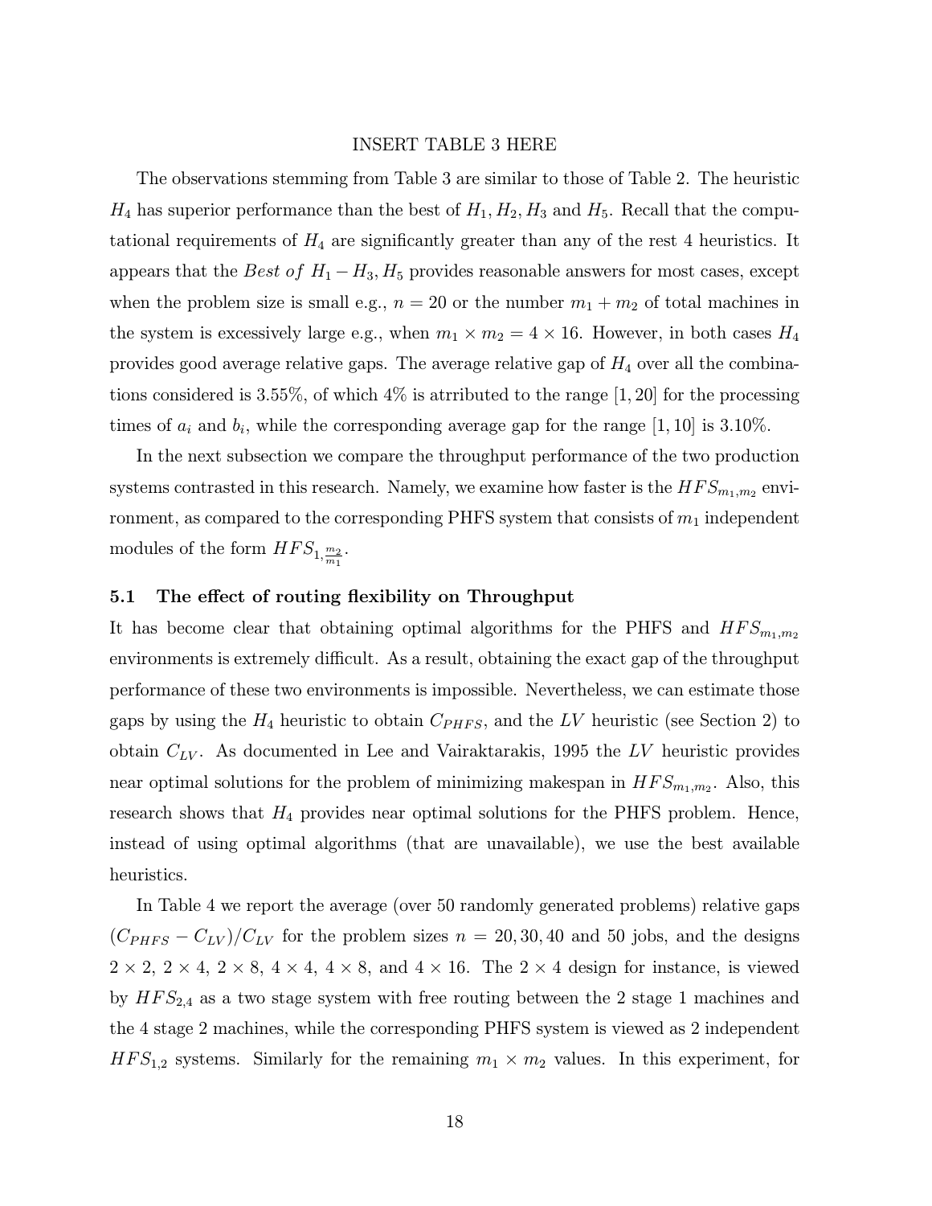INSERT TABLE 3 HERE

The observations stemming from Table 3 are similar to those of Table 2. The heuristic $H_4$ has superior performance than the best of $H_1, H_2, H_3$ and $H_5$. Recall that the computational requirements of $H_4$ are significantly greater than any of the rest 4 heuristics. It appears that the $Best\ of\ H_1 - H_3, H_5$ provides reasonable answers for most cases, except when the problem size is small e.g., $n = 20$ or the number $m_1 + m_2$ of total machines in the system is excessively large e.g., when $m_1 \times m_2 = 4 \times 16$. However, in both cases $H_4$ provides good average relative gaps. The average relative gap of $H_4$ over all the combinations considered is 3.55%, of which 4% is atrributed to the range $[1, 20]$ for the processing times of $a_i$ and $b_i$, while the corresponding average gap for the range $[1, 10]$ is 3.10%.

In the next subsection we compare the throughput performance of the two production systems contrasted in this research. Namely, we examine how faster is the $HFS_{m_1,m_2}$ environment, as compared to the corresponding PHFS system that consists of $m_1$ independent modules of the form $HFS_{1,\frac{m_2}{m_1}}$.

### 5.1 The effect of routing flexibility on Throughput

It has become clear that obtaining optimal algorithms for the PHFS and $HFS_{m_1,m_2}$ environments is extremely difficult. As a result, obtaining the exact gap of the throughput performance of these two environments is impossible. Nevertheless, we can estimate those gaps by using the $H_4$ heuristic to obtain $C_{PHFS}$, and the $LV$ heuristic (see Section 2) to obtain $C_{LV}$. As documented in Lee and Vairaktarakis, 1995 the $LV$ heuristic provides near optimal solutions for the problem of minimizing makespan in $HFS_{m_1,m_2}$. Also, this research shows that $H_4$ provides near optimal solutions for the PHFS problem. Hence, instead of using optimal algorithms (that are unavailable), we use the best available heuristics.

In Table 4 we report the average (over 50 randomly generated problems) relative gaps $(C_{PHFS} - C_{LV})/C_{LV}$ for the problem sizes $n = 20, 30, 40$ and 50 jobs, and the designs $2 \times 2$, $2 \times 4$, $2 \times 8$, $4 \times 4$, $4 \times 8$, and $4 \times 16$. The $2 \times 4$ design for instance, is viewed by $HFS_{2,4}$ as a two stage system with free routing between the 2 stage 1 machines and the 4 stage 2 machines, while the corresponding PHFS system is viewed as 2 independent $HFS_{1,2}$ systems. Similarly for the remaining $m_1 \times m_2$ values. In this experiment, for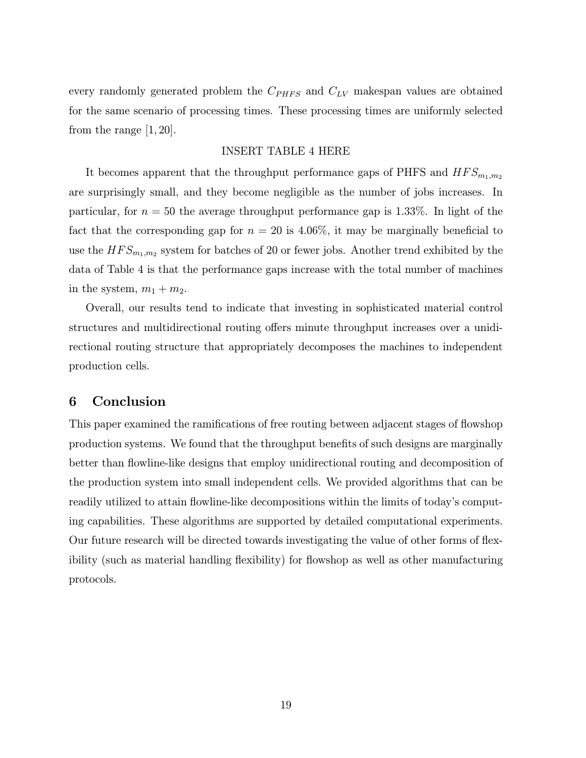every randomly generated problem the $C_{PHFS}$ and $C_{LV}$ makespan values are obtained for the same scenario of processing times. These processing times are uniformly selected from the range $[1, 20]$.

INSERT TABLE 4 HERE

It becomes apparent that the throughput performance gaps of PHFS and $HFS_{m_1,m_2}$ are surprisingly small, and they become negligible as the number of jobs increases. In particular, for $n = 50$ the average throughput performance gap is 1.33%. In light of the fact that the corresponding gap for $n = 20$ is 4.06%, it may be marginally beneficial to use the $HFS_{m_1,m_2}$ system for batches of 20 or fewer jobs. Another trend exhibited by the data of Table 4 is that the performance gaps increase with the total number of machines in the system, $m_1 + m_2$.

Overall, our results tend to indicate that investing in sophisticated material control structures and multidirectional routing offers minute throughput increases over a unidirectional routing structure that appropriately decomposes the machines to independent production cells.

## 6 Conclusion

This paper examined the ramifications of free routing between adjacent stages of flowshop production systems. We found that the throughput benefits of such designs are marginally better than flowline-like designs that employ unidirectional routing and decomposition of the production system into small independent cells. We provided algorithms that can be readily utilized to attain flowline-like decompositions within the limits of today's computing capabilities. These algorithms are supported by detailed computational experiments. Our future research will be directed towards investigating the value of other forms of flexibility (such as material handling flexibility) for flowshop as well as other manufacturing protocols.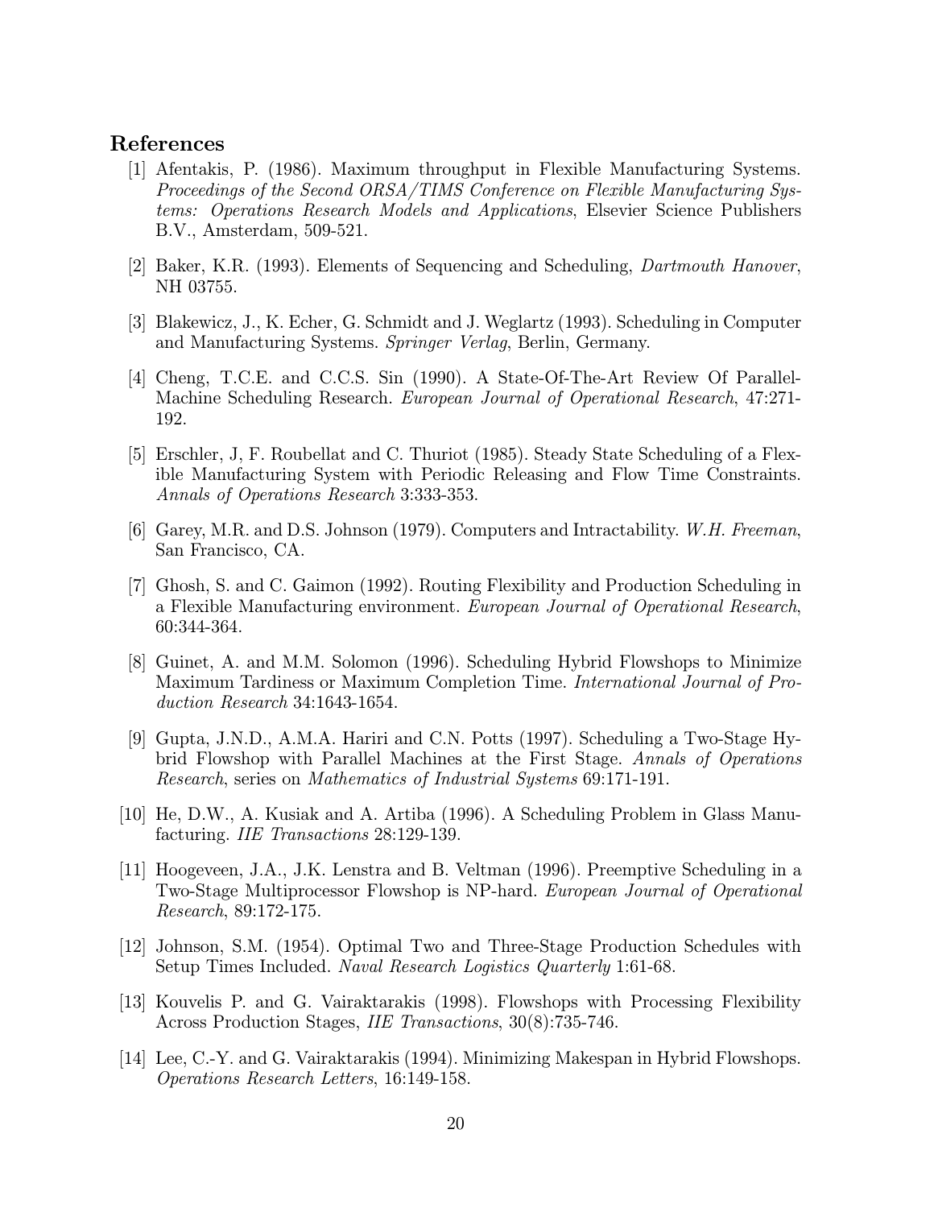## References

[1] Afentakis, P. (1986). Maximum throughput in Flexible Manufacturing Systems. *Proceedings of the Second ORSA/TIMS Conference on Flexible Manufacturing Systems: Operations Research Models and Applications*, Elsevier Science Publishers B.V., Amsterdam, 509-521.

[2] Baker, K.R. (1993). Elements of Sequencing and Scheduling, *Dartmouth Hanover*, NH 03755.

[3] Blakewicz, J., K. Echer, G. Schmidt and J. Weglartz (1993). Scheduling in Computer and Manufacturing Systems. *Springer Verlag*, Berlin, Germany.

[4] Cheng, T.C.E. and C.C.S. Sin (1990). A State-Of-The-Art Review Of Parallel-Machine Scheduling Research. *European Journal of Operational Research*, 47:271-192.

[5] Erschler, J, F. Roubellat and C. Thuriot (1985). Steady State Scheduling of a Flexible Manufacturing System with Periodic Releasing and Flow Time Constraints. *Annals of Operations Research* 3:333-353.

[6] Garey, M.R. and D.S. Johnson (1979). Computers and Intractability. *W.H. Freeman*, San Francisco, CA.

[7] Ghosh, S. and C. Gaimon (1992). Routing Flexibility and Production Scheduling in a Flexible Manufacturing environment. *European Journal of Operational Research*, 60:344-364.

[8] Guinet, A. and M.M. Solomon (1996). Scheduling Hybrid Flowshops to Minimize Maximum Tardiness or Maximum Completion Time. *International Journal of Production Research* 34:1643-1654.

[9] Gupta, J.N.D., A.M.A. Hariri and C.N. Potts (1997). Scheduling a Two-Stage Hybrid Flowshop with Parallel Machines at the First Stage. *Annals of Operations Research*, series on *Mathematics of Industrial Systems* 69:171-191.

[10] He, D.W., A. Kusiak and A. Artiba (1996). A Scheduling Problem in Glass Manufacturing. *IIE Transactions* 28:129-139.

[11] Hoogeveen, J.A., J.K. Lenstra and B. Veltman (1996). Preemptive Scheduling in a Two-Stage Multiprocessor Flowshop is NP-hard. *European Journal of Operational Research*, 89:172-175.

[12] Johnson, S.M. (1954). Optimal Two and Three-Stage Production Schedules with Setup Times Included. *Naval Research Logistics Quarterly* 1:61-68.

[13] Kouvelis P. and G. Vairaktarakis (1998). Flowshops with Processing Flexibility Across Production Stages, *IIE Transactions*, 30(8):735-746.

[14] Lee, C.-Y. and G. Vairaktarakis (1994). Minimizing Makespan in Hybrid Flowshops. *Operations Research Letters*, 16:149-158.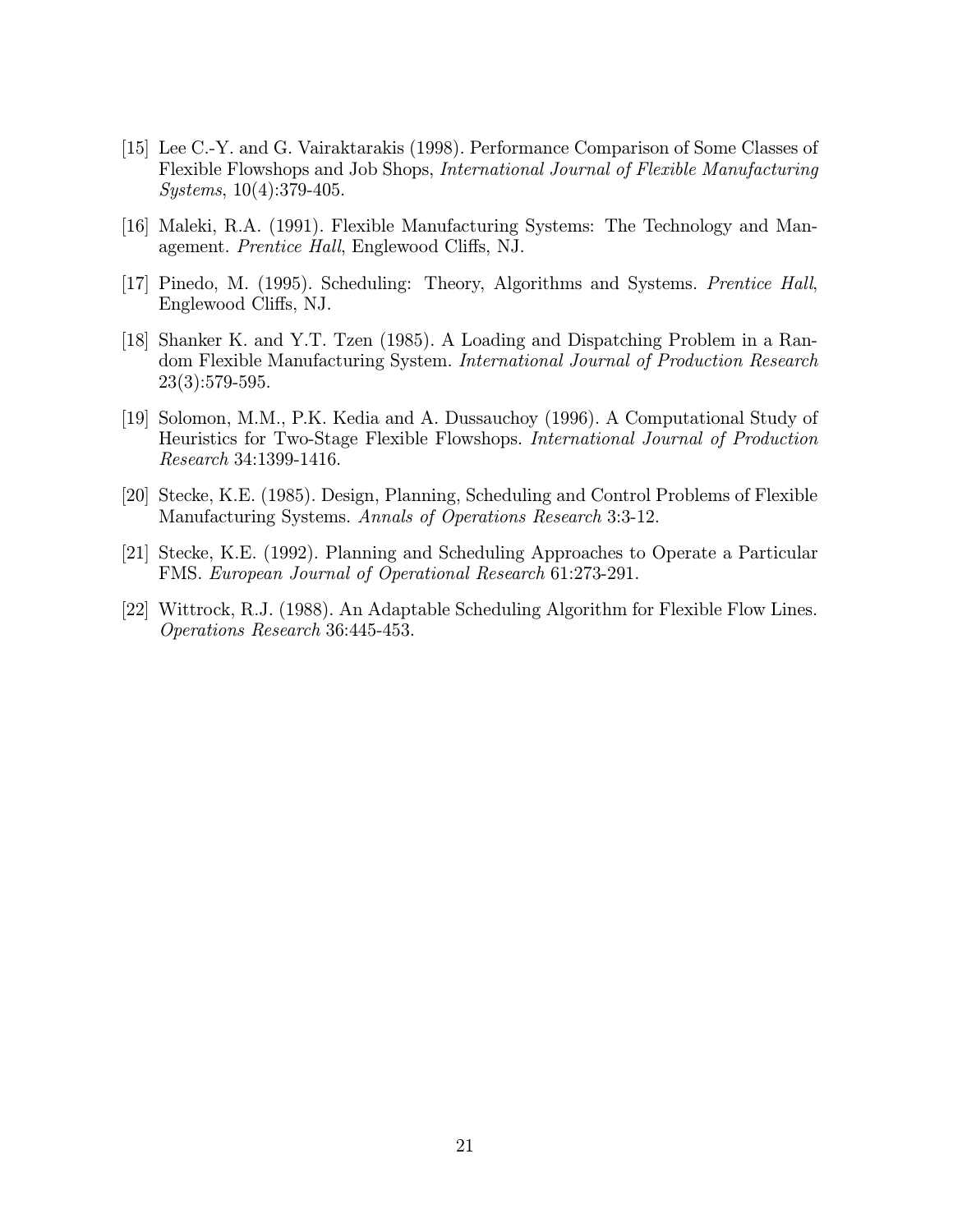[15] Lee C.-Y. and G. Vairaktarakis (1998). Performance Comparison of Some Classes of Flexible Flowshops and Job Shops, *International Journal of Flexible Manufacturing Systems*, 10(4):379-405.

[16] Maleki, R.A. (1991). Flexible Manufacturing Systems: The Technology and Management. *Prentice Hall*, Englewood Cliffs, NJ.

[17] Pinedo, M. (1995). Scheduling: Theory, Algorithms and Systems. *Prentice Hall*, Englewood Cliffs, NJ.

[18] Shanker K. and Y.T. Tzen (1985). A Loading and Dispatching Problem in a Random Flexible Manufacturing System. *International Journal of Production Research* 23(3):579-595.

[19] Solomon, M.M., P.K. Kedia and A. Dussauchoy (1996). A Computational Study of Heuristics for Two-Stage Flexible Flowshops. *International Journal of Production Research* 34:1399-1416.

[20] Stecke, K.E. (1985). Design, Planning, Scheduling and Control Problems of Flexible Manufacturing Systems. *Annals of Operations Research* 3:3-12.

[21] Stecke, K.E. (1992). Planning and Scheduling Approaches to Operate a Particular FMS. *European Journal of Operational Research* 61:273-291.

[22] Wittrock, R.J. (1988). An Adaptable Scheduling Algorithm for Flexible Flow Lines. *Operations Research* 36:445-453.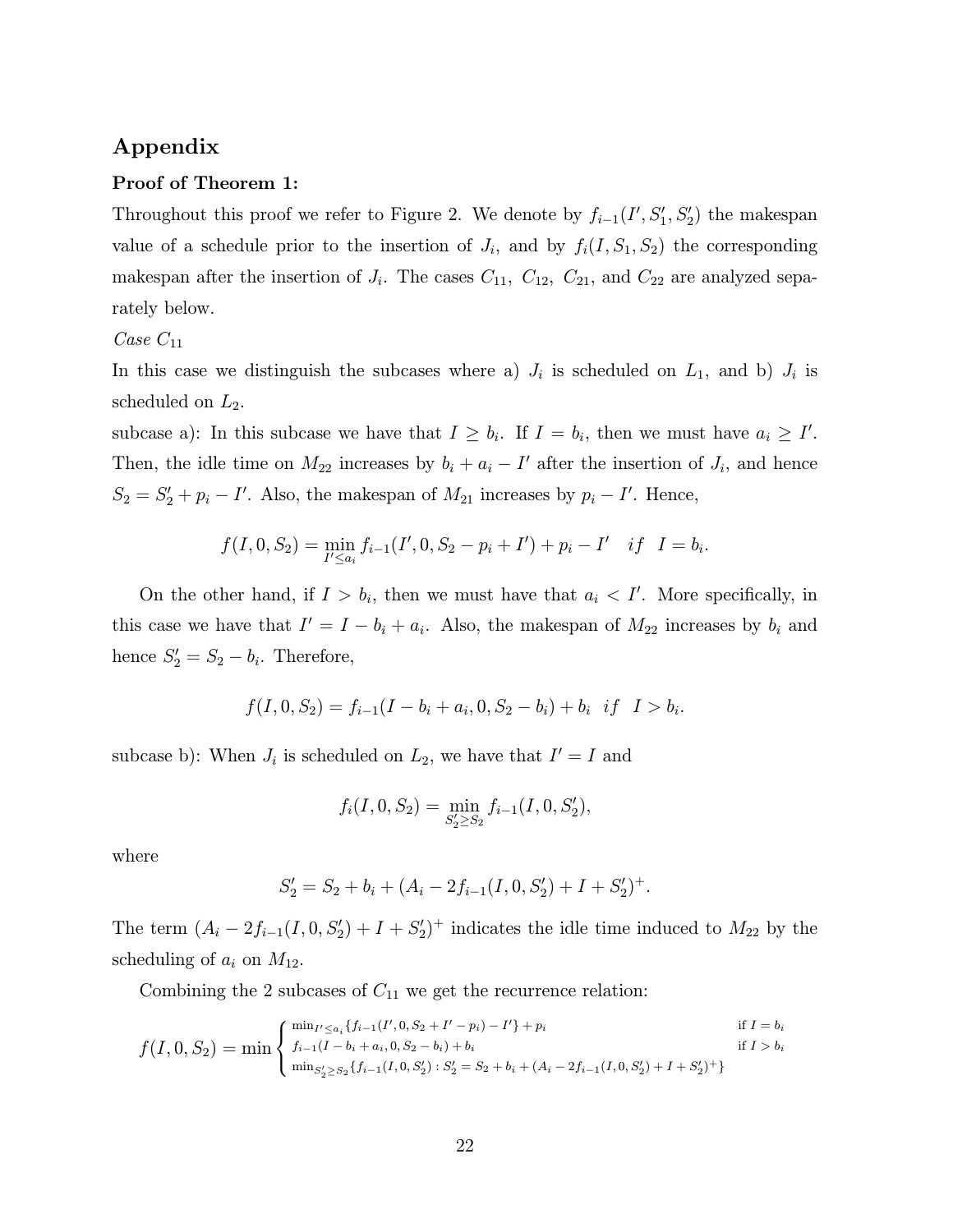## Appendix

**Proof of Theorem 1:**

Throughout this proof we refer to Figure 2. We denote by $f_{i-1}(I', S_1', S_2')$ the makespan value of a schedule prior to the insertion of $J_i$, and by $f_i(I, S_1, S_2)$ the corresponding makespan after the insertion of $J_i$. The cases $C_{11}$, $C_{12}$, $C_{21}$, and $C_{22}$ are analyzed separately below.

*Case $C_{11}$*

In this case we distinguish the subcases where a) $J_i$ is scheduled on $L_1$, and b) $J_i$ is scheduled on $L_2$.

subcase a): In this subcase we have that $I \geq b_i$. If $I = b_i$, then we must have $a_i \geq I'$. Then, the idle time on $M_{22}$ increases by $b_i + a_i - I'$ after the insertion of $J_i$, and hence $S_2 = S_2' + p_i - I'$. Also, the makespan of $M_{21}$ increases by $p_i - I'$. Hence,

$$f(I, 0, S_2) = \min_{I' \leq a_i} f_{i-1}(I', 0, S_2 - p_i + I') + p_i - I' \quad if \quad I = b_i.$$

On the other hand, if $I > b_i$, then we must have that $a_i < I'$. More specifically, in this case we have that $I' = I - b_i + a_i$. Also, the makespan of $M_{22}$ increases by $b_i$ and hence $S_2' = S_2 - b_i$. Therefore,

$$f(I, 0, S_2) = f_{i-1}(I - b_i + a_i, 0, S_2 - b_i) + b_i \quad if \quad I > b_i.$$

subcase b): When $J_i$ is scheduled on $L_2$, we have that $I' = I$ and

$$f_i(I, 0, S_2) = \min_{S_2' \geq S_2} f_{i-1}(I, 0, S_2'),$$

where

$$S_2' = S_2 + b_i + (A_i - 2f_{i-1}(I, 0, S_2') + I + S_2')^+.$$

The term $(A_i - 2f_{i-1}(I, 0, S_2') + I + S_2')^+$ indicates the idle time induced to $M_{22}$ by the scheduling of $a_i$ on $M_{12}$.

Combining the 2 subcases of $C_{11}$ we get the recurrence relation:

$$f(I, 0, S_2) = \min \begin{cases} \min_{I' \leq a_i} \{f_{i-1}(I', 0, S_2 + I' - p_i) - I'\} + p_i & \text{if } I = b_i \\ f_{i-1}(I - b_i + a_i, 0, S_2 - b_i) + b_i & \text{if } I > b_i \\ \min_{S_2' \geq S_2} \{f_{i-1}(I, 0, S_2') : S_2' = S_2 + b_i + (A_i - 2f_{i-1}(I, 0, S_2') + I + S_2')^+\} & \end{cases}$$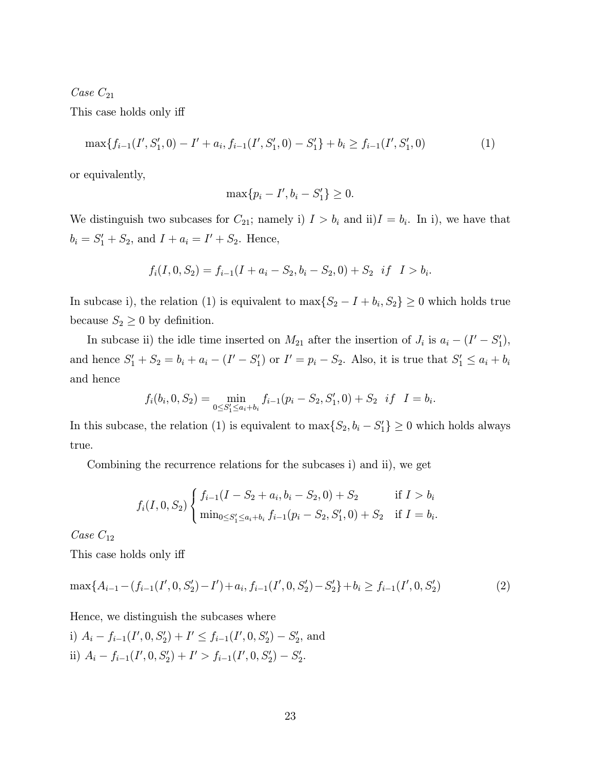*Case $C_{21}$*

This case holds only iff

$$\max\{f_{i-1}(I', S_1', 0) - I' + a_i, f_{i-1}(I', S_1', 0) - S_1'\} + b_i \geq f_{i-1}(I', S_1', 0) \tag{1}$$

or equivalently,

$$\max\{p_i - I', b_i - S_1'\} \geq 0.$$

We distinguish two subcases for $C_{21}$; namely i) $I > b_i$ and ii)$I = b_i$. In i), we have that $b_i = S_1' + S_2$, and $I + a_i = I' + S_2$. Hence,

$$f_i(I, 0, S_2) = f_{i-1}(I + a_i - S_2, b_i - S_2, 0) + S_2 \quad if \quad I > b_i.$$

In subcase i), the relation (1) is equivalent to $\max\{S_2 - I + b_i, S_2\} \geq 0$ which holds true because $S_2 \geq 0$ by definition.

In subcase ii) the idle time inserted on $M_{21}$ after the insertion of $J_i$ is $a_i - (I' - S_1')$, and hence $S_1' + S_2 = b_i + a_i - (I' - S_1')$ or $I' = p_i - S_2$. Also, it is true that $S_1' \leq a_i + b_i$ and hence

$$f_i(b_i, 0, S_2) = \min_{0 \leq S_1' \leq a_i + b_i} f_{i-1}(p_i - S_2, S_1', 0) + S_2 \quad if \quad I = b_i.$$

In this subcase, the relation (1) is equivalent to $\max\{S_2, b_i - S_1'\} \geq 0$ which holds always true.

Combining the recurrence relations for the subcases i) and ii), we get

$$f_i(I, 0, S_2) \begin{cases} f_{i-1}(I - S_2 + a_i, b_i - S_2, 0) + S_2 & \text{if } I > b_i \\ \min_{0 \leq S_1' \leq a_i + b_i} f_{i-1}(p_i - S_2, S_1', 0) + S_2 & \text{if } I = b_i. \end{cases}$$

*Case $C_{12}$*

This case holds only iff

$$\max\{A_{i-1} - (f_{i-1}(I', 0, S_2') - I') + a_i, f_{i-1}(I', 0, S_2') - S_2'\} + b_i \geq f_{i-1}(I', 0, S_2') \tag{2}$$

Hence, we distinguish the subcases where

i) $A_i - f_{i-1}(I', 0, S_2') + I' \leq f_{i-1}(I', 0, S_2') - S_2'$, and

ii) $A_i - f_{i-1}(I', 0, S_2') + I' > f_{i-1}(I', 0, S_2') - S_2'$.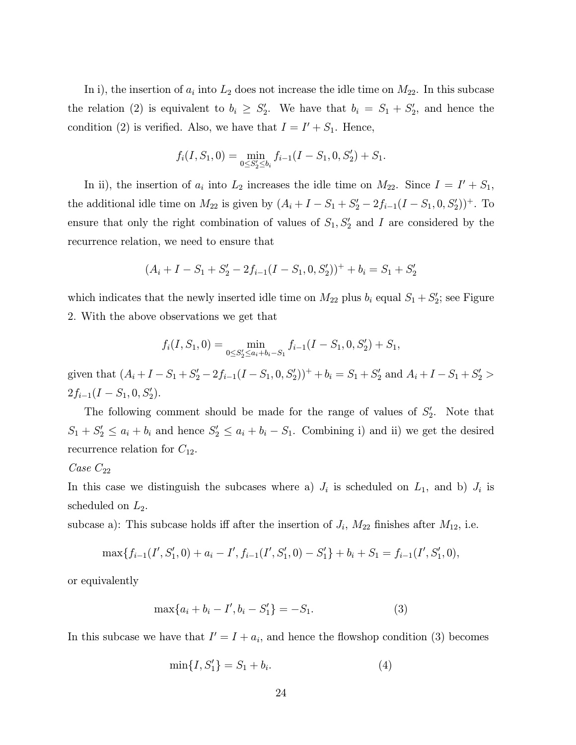In i), the insertion of $a_i$ into $L_2$ does not increase the idle time on $M_{22}$. In this subcase the relation (2) is equivalent to $b_i \geq S_2'$. We have that $b_i = S_1 + S_2'$, and hence the condition (2) is verified. Also, we have that $I = I' + S_1$. Hence,

$$f_i(I, S_1, 0) = \min_{0 \leq S_2' \leq b_i} f_{i-1}(I - S_1, 0, S_2') + S_1.$$

In ii), the insertion of $a_i$ into $L_2$ increases the idle time on $M_{22}$. Since $I = I' + S_1$, the additional idle time on $M_{22}$ is given by $(A_i + I - S_1 + S_2' - 2f_{i-1}(I - S_1, 0, S_2'))^+$. To ensure that only the right combination of values of $S_1, S_2'$ and $I$ are considered by the recurrence relation, we need to ensure that

$$(A_i + I - S_1 + S_2' - 2f_{i-1}(I - S_1, 0, S_2'))^+ + b_i = S_1 + S_2'$$

which indicates that the newly inserted idle time on $M_{22}$ plus $b_i$ equal $S_1 + S_2'$; see Figure 2. With the above observations we get that

$$f_i(I, S_1, 0) = \min_{0 \leq S_2' \leq a_i + b_i - S_1} f_{i-1}(I - S_1, 0, S_2') + S_1,$$

given that $(A_i + I - S_1 + S_2' - 2f_{i-1}(I - S_1, 0, S_2'))^+ + b_i = S_1 + S_2'$ and $A_i + I - S_1 + S_2' > 2f_{i-1}(I - S_1, 0, S_2')$.

The following comment should be made for the range of values of $S_2'$. Note that $S_1 + S_2' \leq a_i + b_i$ and hence $S_2' \leq a_i + b_i - S_1$. Combining i) and ii) we get the desired recurrence relation for $C_{12}$.

*Case $C_{22}$*

In this case we distinguish the subcases where a) $J_i$ is scheduled on $L_1$, and b) $J_i$ is scheduled on $L_2$.

subcase a): This subcase holds iff after the insertion of $J_i$, $M_{22}$ finishes after $M_{12}$, i.e.

$$\max\{f_{i-1}(I', S_1', 0) + a_i - I', f_{i-1}(I', S_1', 0) - S_1'\} + b_i + S_1 = f_{i-1}(I', S_1', 0),$$

or equivalently

$$\max\{a_i + b_i - I', b_i - S_1'\} = -S_1. \tag{3}$$

In this subcase we have that $I' = I + a_i$, and hence the flowshop condition (3) becomes

$$\min\{I, S_1'\} = S_1 + b_i. \tag{4}$$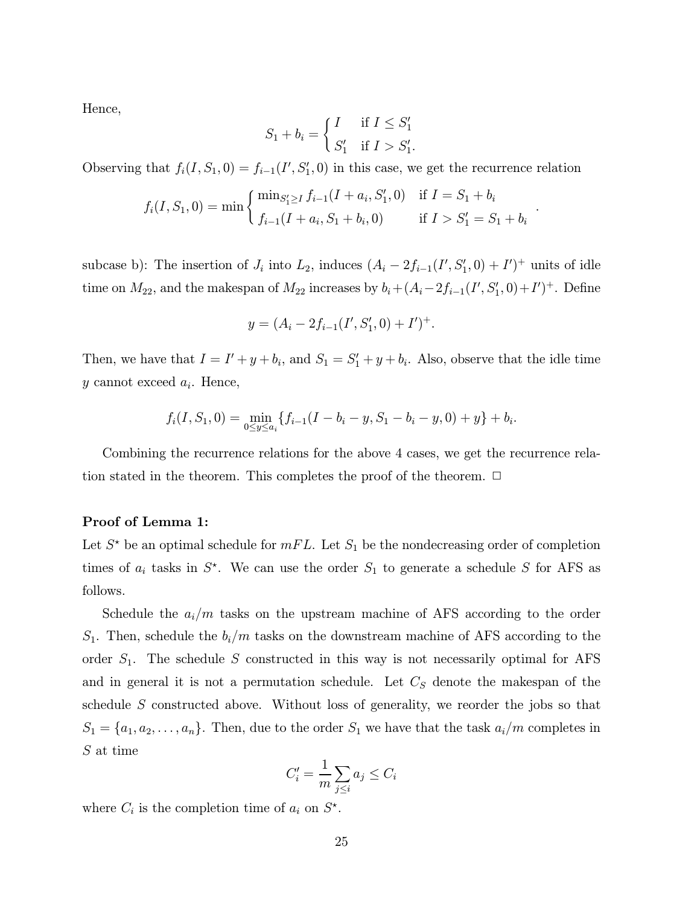Hence,

$$S_1 + b_i = \begin{cases} I & \text{if } I \le S_1' \\ S_1' & \text{if } I > S_1'. \end{cases}$$

Observing that $f_i(I, S_1, 0) = f_{i-1}(I', S_1', 0)$ in this case, we get the recurrence relation

$$f_i(I, S_1, 0) = \min \begin{cases} \min_{S_1' \ge I} f_{i-1}(I + a_i, S_1', 0) & \text{if } I = S_1 + b_i \\ f_{i-1}(I + a_i, S_1 + b_i, 0) & \text{if } I > S_1' = S_1 + b_i \end{cases}.$$

subcase b): The insertion of $J_i$ into $L_2$, induces $(A_i - 2f_{i-1}(I', S_1', 0) + I')^+$ units of idle time on $M_{22}$, and the makespan of $M_{22}$ increases by $b_i + (A_i - 2f_{i-1}(I', S_1', 0) + I')^+$. Define

$$y = (A_i - 2f_{i-1}(I', S_1', 0) + I')^+.$$

Then, we have that $I = I' + y + b_i$, and $S_1 = S_1' + y + b_i$. Also, observe that the idle time $y$ cannot exceed $a_i$. Hence,

$$f_i(I, S_1, 0) = \min_{0 \le y \le a_i} \{f_{i-1}(I - b_i - y, S_1 - b_i - y, 0) + y\} + b_i.$$

Combining the recurrence relations for the above 4 cases, we get the recurrence relation stated in the theorem. This completes the proof of the theorem. □

**Proof of Lemma 1:**

Let $S^\star$ be an optimal schedule for $mFL$. Let $S_1$ be the nondecreasing order of completion times of $a_i$ tasks in $S^\star$. We can use the order $S_1$ to generate a schedule $S$ for AFS as follows.

Schedule the $a_i/m$ tasks on the upstream machine of AFS according to the order $S_1$. Then, schedule the $b_i/m$ tasks on the downstream machine of AFS according to the order $S_1$. The schedule $S$ constructed in this way is not necessarily optimal for AFS and in general it is not a permutation schedule. Let $C_S$ denote the makespan of the schedule $S$ constructed above. Without loss of generality, we reorder the jobs so that $S_1 = \{a_1, a_2, \ldots, a_n\}$. Then, due to the order $S_1$ we have that the task $a_i/m$ completes in $S$ at time

$$C_i' = \frac{1}{m} \sum_{j \le i} a_j \le C_i$$

where $C_i$ is the completion time of $a_i$ on $S^\star$.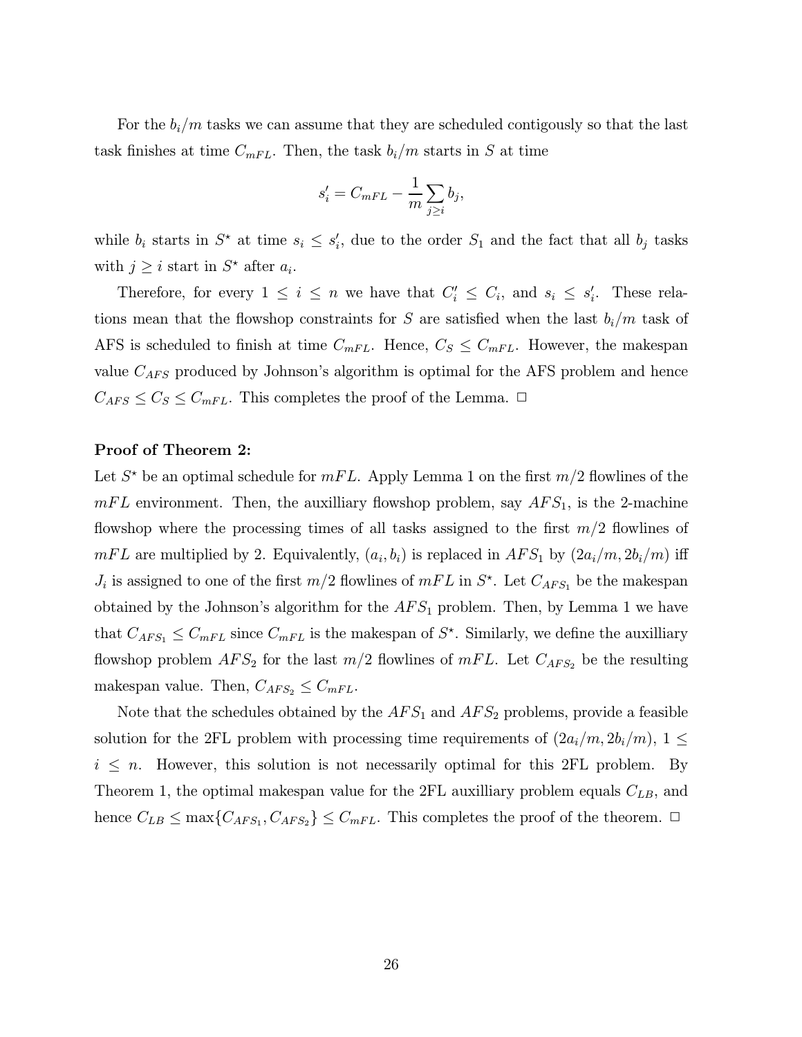For the $b_i/m$ tasks we can assume that they are scheduled contigously so that the last task finishes at time $C_{mFL}$. Then, the task $b_i/m$ starts in $S$ at time

$$s'_i = C_{mFL} - \frac{1}{m}\sum_{j \geq i} b_j,$$

while $b_i$ starts in $S^\star$ at time $s_i \leq s'_i$, due to the order $S_1$ and the fact that all $b_j$ tasks with $j \geq i$ start in $S^\star$ after $a_i$.

Therefore, for every $1 \leq i \leq n$ we have that $C'_i \leq C_i$, and $s_i \leq s'_i$. These relations mean that the flowshop constraints for $S$ are satisfied when the last $b_i/m$ task of AFS is scheduled to finish at time $C_{mFL}$. Hence, $C_S \leq C_{mFL}$. However, the makespan value $C_{AFS}$ produced by Johnson's algorithm is optimal for the AFS problem and hence $C_{AFS} \leq C_S \leq C_{mFL}$. This completes the proof of the Lemma. □

**Proof of Theorem 2:**

Let $S^\star$ be an optimal schedule for $mFL$. Apply Lemma 1 on the first $m/2$ flowlines of the $mFL$ environment. Then, the auxiliary flowshop problem, say $AFS_1$, is the 2-machine flowshop where the processing times of all tasks assigned to the first $m/2$ flowlines of $mFL$ are multiplied by 2. Equivalently, $(a_i, b_i)$ is replaced in $AFS_1$ by $(2a_i/m, 2b_i/m)$ iff $J_i$ is assigned to one of the first $m/2$ flowlines of $mFL$ in $S^\star$. Let $C_{AFS_1}$ be the makespan obtained by the Johnson's algorithm for the $AFS_1$ problem. Then, by Lemma 1 we have that $C_{AFS_1} \leq C_{mFL}$ since $C_{mFL}$ is the makespan of $S^\star$. Similarly, we define the auxilliary flowshop problem $AFS_2$ for the last $m/2$ flowlines of $mFL$. Let $C_{AFS_2}$ be the resulting makespan value. Then, $C_{AFS_2} \leq C_{mFL}$.

Note that the schedules obtained by the $AFS_1$ and $AFS_2$ problems, provide a feasible solution for the 2FL problem with processing time requirements of $(2a_i/m, 2b_i/m)$, $1 \leq i \leq n$. However, this solution is not necessarily optimal for this 2FL problem. By Theorem 1, the optimal makespan value for the 2FL auxiliary problem equals $C_{LB}$, and hence $C_{LB} \leq \max\{C_{AFS_1}, C_{AFS_2}\} \leq C_{mFL}$. This completes the proof of the theorem. □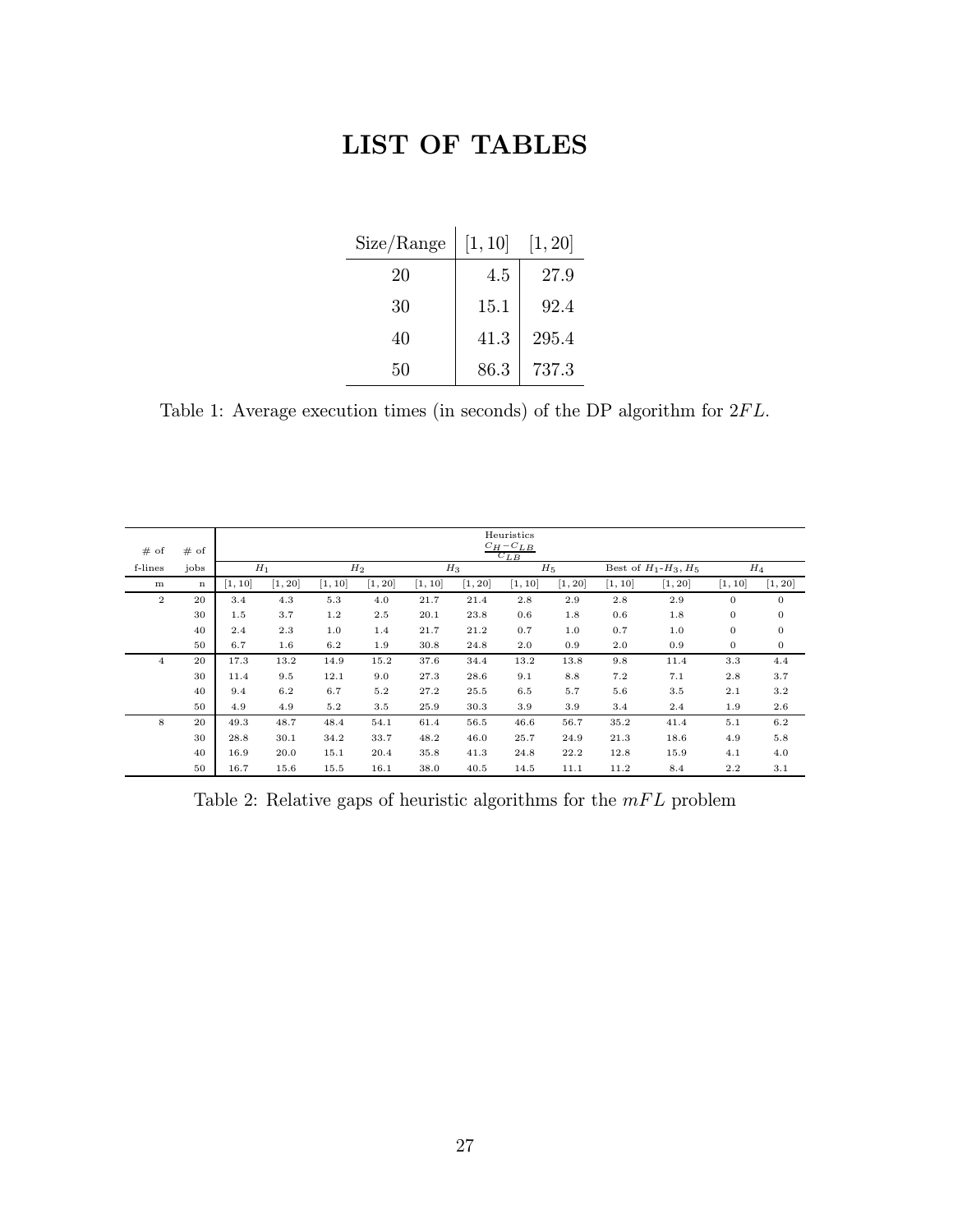# LIST OF TABLES

| Size/Range | $[1, 10]$ | $[1, 20]$ |
|---|---|---|
| 20 | 4.5 | 27.9 |
| 30 | 15.1 | 92.4 |
| 40 | 41.3 | 295.4 |
| 50 | 86.3 | 737.3 |

Table 1: Average execution times (in seconds) of the DP algorithm for $2FL$.

| # of f-lines | # of jobs | Heuristics $\frac{C_H - C_{LB}}{C_{LB}}$ | | | | | | | | | | | |
|---|---|---|---|---|---|---|---|---|---|---|---|---|---|
| | | $H_1$ | | $H_2$ | | $H_3$ | | $H_5$ | | Best of $H_1$-$H_3$, $H_5$ | | $H_4$ | |
| m | n | $[1, 10]$ | $[1, 20]$ | $[1, 10]$ | $[1, 20]$ | $[1, 10]$ | $[1, 20]$ | $[1, 10]$ | $[1, 20]$ | $[1, 10]$ | $[1, 20]$ | $[1, 10]$ | $[1, 20]$ |
| 2 | 20 | 3.4 | 4.3 | 5.3 | 4.0 | 21.7 | 21.4 | 2.8 | 2.9 | 2.8 | 2.9 | 0 | 0 |
| | 30 | 1.5 | 3.7 | 1.2 | 2.5 | 20.1 | 23.8 | 0.6 | 1.8 | 0.6 | 1.8 | 0 | 0 |
| | 40 | 2.4 | 2.3 | 1.0 | 1.4 | 21.7 | 21.2 | 0.7 | 1.0 | 0.7 | 1.0 | 0 | 0 |
| | 50 | 6.7 | 1.6 | 6.2 | 1.9 | 30.8 | 24.8 | 2.0 | 0.9 | 2.0 | 0.9 | 0 | 0 |
| 4 | 20 | 17.3 | 13.2 | 14.9 | 15.2 | 37.6 | 34.4 | 13.2 | 13.8 | 9.8 | 11.4 | 3.3 | 4.4 |
| | 30 | 11.4 | 9.5 | 12.1 | 9.0 | 27.3 | 28.6 | 9.1 | 8.8 | 7.2 | 7.1 | 2.8 | 3.7 |
| | 40 | 9.4 | 6.2 | 6.7 | 5.2 | 27.2 | 25.5 | 6.5 | 5.7 | 5.6 | 3.5 | 2.1 | 3.2 |
| | 50 | 4.9 | 4.9 | 5.2 | 3.5 | 25.9 | 30.3 | 3.9 | 3.9 | 3.4 | 2.4 | 1.9 | 2.6 |
| 8 | 20 | 49.3 | 48.7 | 48.4 | 54.1 | 61.4 | 56.5 | 46.6 | 56.7 | 35.2 | 41.4 | 5.1 | 6.2 |
| | 30 | 28.8 | 30.1 | 34.2 | 33.7 | 48.2 | 46.0 | 25.7 | 24.9 | 21.3 | 18.6 | 4.9 | 5.8 |
| | 40 | 16.9 | 20.0 | 15.1 | 20.4 | 35.8 | 41.3 | 24.8 | 22.2 | 12.8 | 15.9 | 4.1 | 4.0 |
| | 50 | 16.7 | 15.6 | 15.5 | 16.1 | 38.0 | 40.5 | 14.5 | 11.1 | 11.2 | 8.4 | 2.2 | 3.1 |

Table 2: Relative gaps of heuristic algorithms for the $mFL$ problem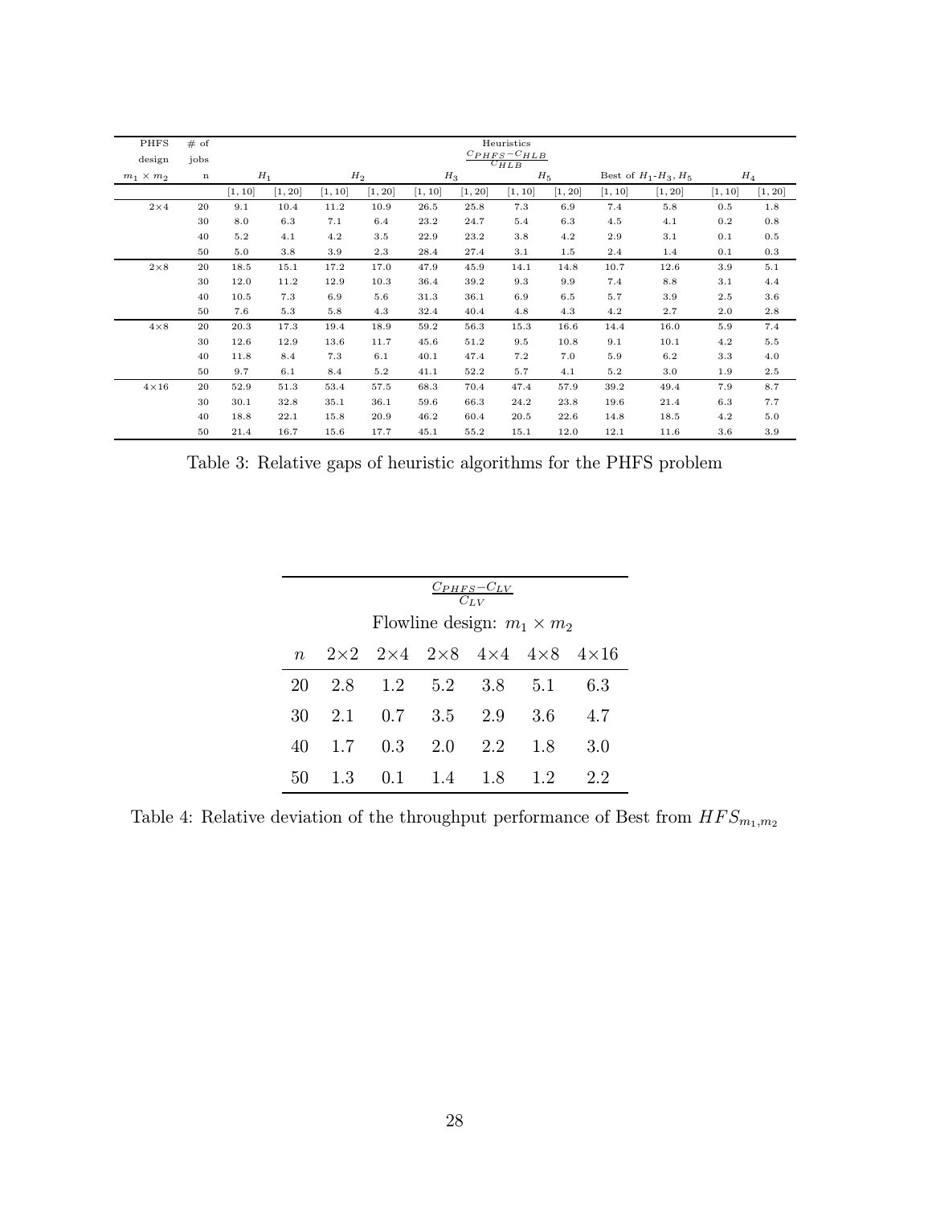| PHFS design | # of jobs | Heuristics $\frac{C_{PHFS}-C_{HLB}}{C_{HLB}}$ | | | | | | | | | | | |
|---|---|---|---|---|---|---|---|---|---|---|---|---|---|
| $m_1 \times m_2$ | n | $H_1$ | | $H_2$ | | $H_3$ | | $H_5$ | | Best of $H_1$-$H_3, H_5$ | | $H_4$ | |
| | | [1, 10] | [1, 20] | [1, 10] | [1, 20] | [1, 10] | [1, 20] | [1, 10] | [1, 20] | [1, 10] | [1, 20] | [1, 10] | [1, 20] |
| 2×4 | 20 | 9.1 | 10.4 | 11.2 | 10.9 | 26.5 | 25.8 | 7.3 | 6.9 | 7.4 | 5.8 | 0.5 | 1.8 |
| | 30 | 8.0 | 6.3 | 7.1 | 6.4 | 23.2 | 24.7 | 5.4 | 6.3 | 4.5 | 4.1 | 0.2 | 0.8 |
| | 40 | 5.2 | 4.1 | 4.2 | 3.5 | 22.9 | 23.2 | 3.8 | 4.2 | 2.9 | 3.1 | 0.1 | 0.5 |
| | 50 | 5.0 | 3.8 | 3.9 | 2.3 | 28.4 | 27.4 | 3.1 | 1.5 | 2.4 | 1.4 | 0.1 | 0.3 |
| 2×8 | 20 | 18.5 | 15.1 | 17.2 | 17.0 | 47.9 | 45.9 | 14.1 | 14.8 | 10.7 | 12.6 | 3.9 | 5.1 |
| | 30 | 12.0 | 11.2 | 12.9 | 10.3 | 36.4 | 39.2 | 9.3 | 9.9 | 7.4 | 8.8 | 3.1 | 4.4 |
| | 40 | 10.5 | 7.3 | 6.9 | 5.6 | 31.3 | 36.1 | 6.9 | 6.5 | 5.7 | 3.9 | 2.5 | 3.6 |
| | 50 | 7.6 | 5.3 | 5.8 | 4.3 | 32.4 | 40.4 | 4.8 | 4.3 | 4.2 | 2.7 | 2.0 | 2.8 |
| 4×8 | 20 | 20.3 | 17.3 | 19.4 | 18.9 | 59.2 | 56.3 | 15.3 | 16.6 | 14.4 | 16.0 | 5.9 | 7.4 |
| | 30 | 12.6 | 12.9 | 13.6 | 11.7 | 45.6 | 51.2 | 9.5 | 10.8 | 9.1 | 10.1 | 4.2 | 5.5 |
| | 40 | 11.8 | 8.4 | 7.3 | 6.1 | 40.1 | 47.4 | 7.2 | 7.0 | 5.9 | 6.2 | 3.3 | 4.0 |
| | 50 | 9.7 | 6.1 | 8.4 | 5.2 | 41.1 | 52.2 | 5.7 | 4.1 | 5.2 | 3.0 | 1.9 | 2.5 |
| 4×16 | 20 | 52.9 | 51.3 | 53.4 | 57.5 | 68.3 | 70.4 | 47.4 | 57.9 | 39.2 | 49.4 | 7.9 | 8.7 |
| | 30 | 30.1 | 32.8 | 35.1 | 36.1 | 59.6 | 66.3 | 24.2 | 23.8 | 19.6 | 21.4 | 6.3 | 7.7 |
| | 40 | 18.8 | 22.1 | 15.8 | 20.9 | 46.2 | 60.4 | 20.5 | 22.6 | 14.8 | 18.5 | 4.2 | 5.0 |
| | 50 | 21.4 | 16.7 | 15.6 | 17.7 | 45.1 | 55.2 | 15.1 | 12.0 | 12.1 | 11.6 | 3.6 | 3.9 |

Table 3: Relative gaps of heuristic algorithms for the PHFS problem

| | $\frac{C_{PHFS}-C_{LV}}{C_{LV}}$ | | | | | |
|---|---|---|---|---|---|---|
| | Flowline design: $m_1 \times m_2$ | | | | | |
| $n$ | 2×2 | 2×4 | 2×8 | 4×4 | 4×8 | 4×16 |
| 20 | 2.8 | 1.2 | 5.2 | 3.8 | 5.1 | 6.3 |
| 30 | 2.1 | 0.7 | 3.5 | 2.9 | 3.6 | 4.7 |
| 40 | 1.7 | 0.3 | 2.0 | 2.2 | 1.8 | 3.0 |
| 50 | 1.3 | 0.1 | 1.4 | 1.8 | 1.2 | 2.2 |

Table 4: Relative deviation of the throughput performance of Best from $HFS_{m_1,m_2}$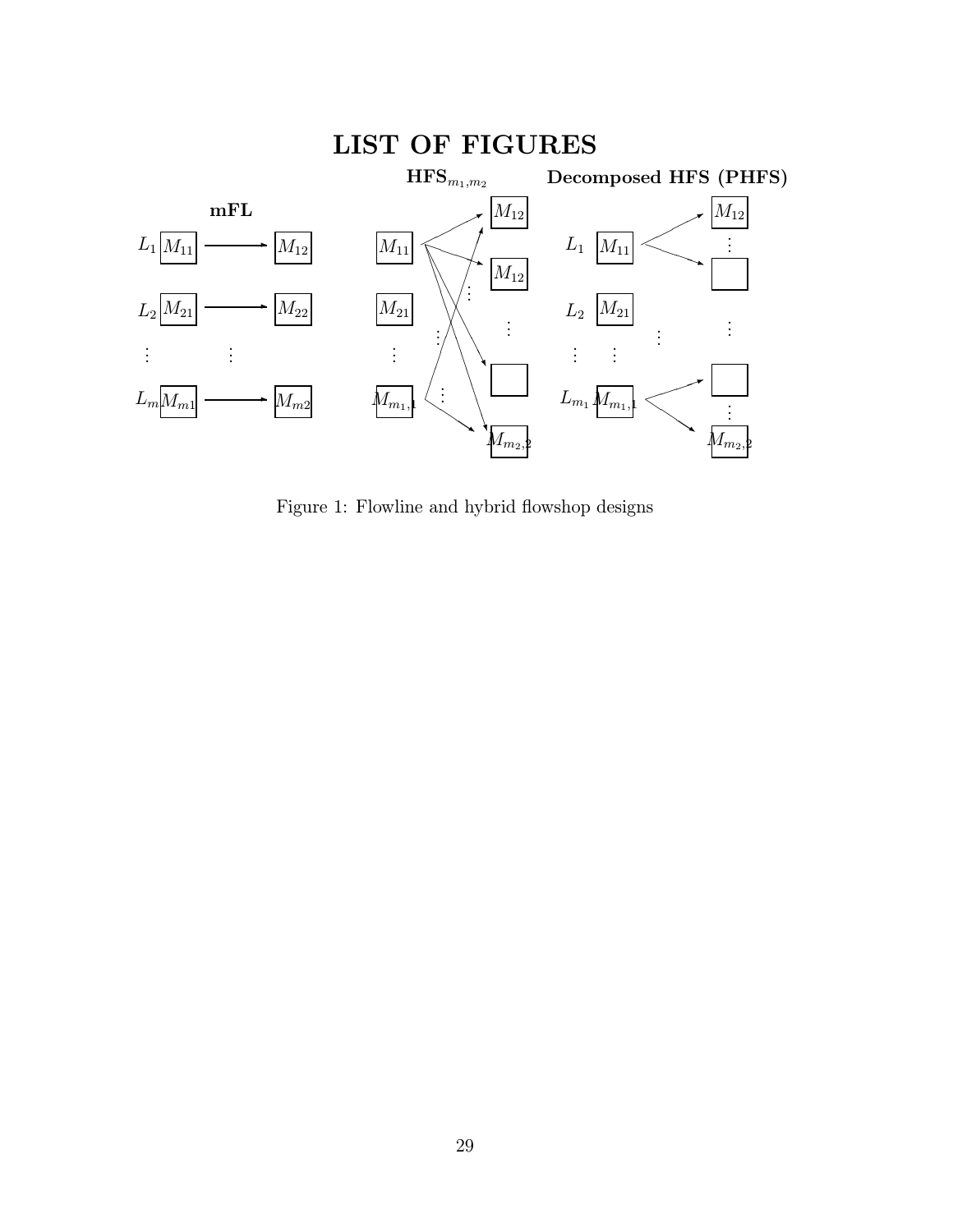# LIST OF FIGURES

Figure 1: Flowline and hybrid flowshop designs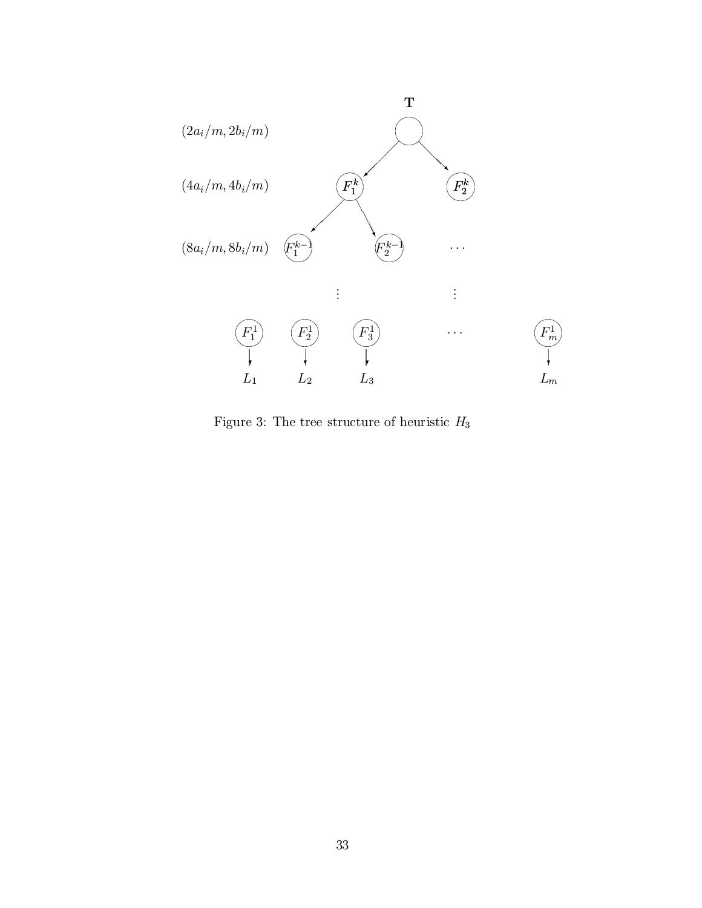**T**

$(2a_i/m, 2b_i/m)$

$(4a_i/m, 4b_i/m)$ $F_1^k$ $F_2^k$

$(8a_i/m, 8b_i/m)$ $F_1^{k-1}$ $F_2^{k-1}$ $\cdots$

$F_1^1$ $F_2^1$ $F_3^1$ $\cdots$ $F_m^1$

$L_1$ $L_2$ $L_3$ $L_m$

Figure 3: The tree structure of heuristic $H_3$